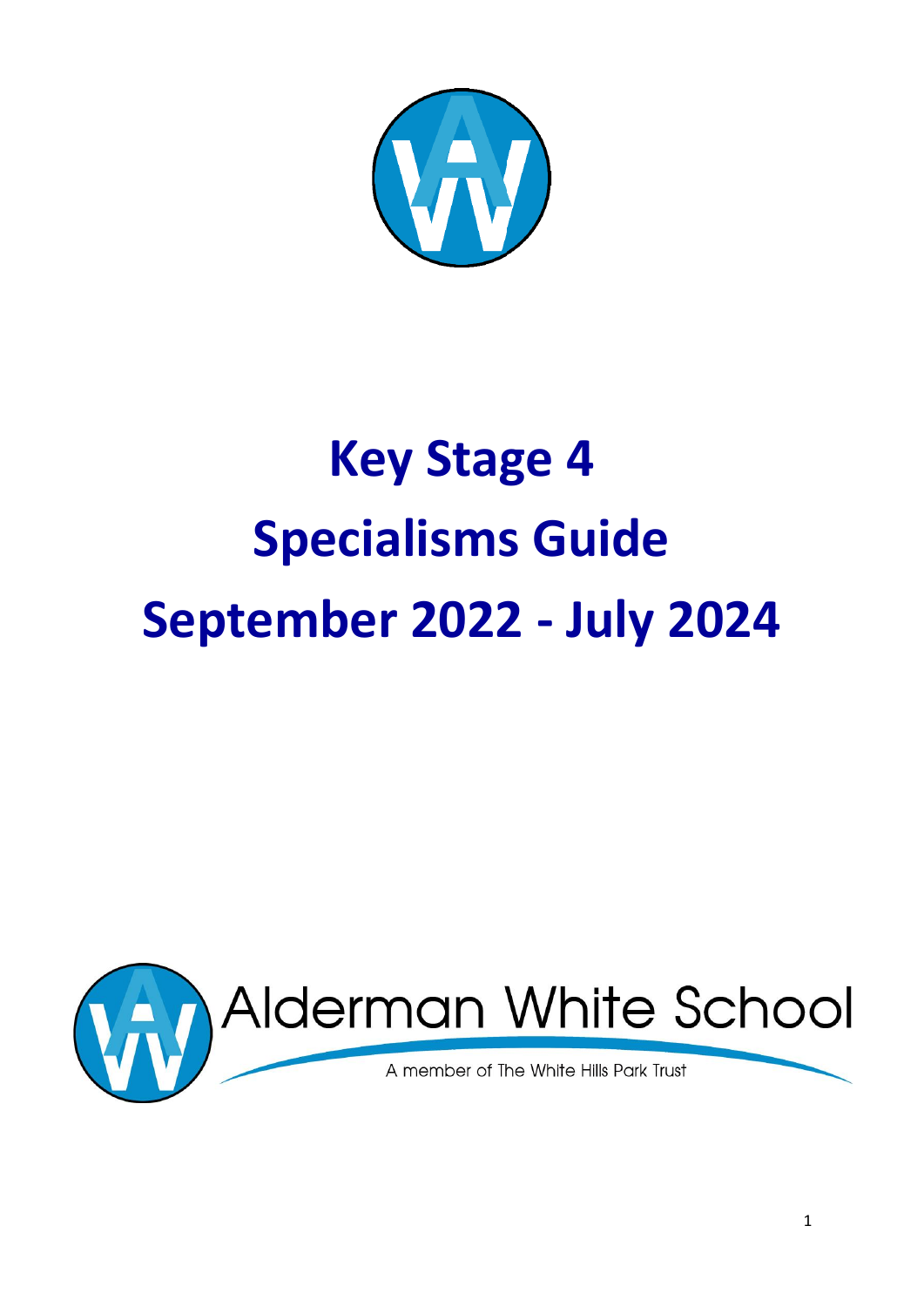# Key Stage 4
# Specialisms Guide
# September 2022 - July 2024

Alderman White School

A member of The White Hills Park Trust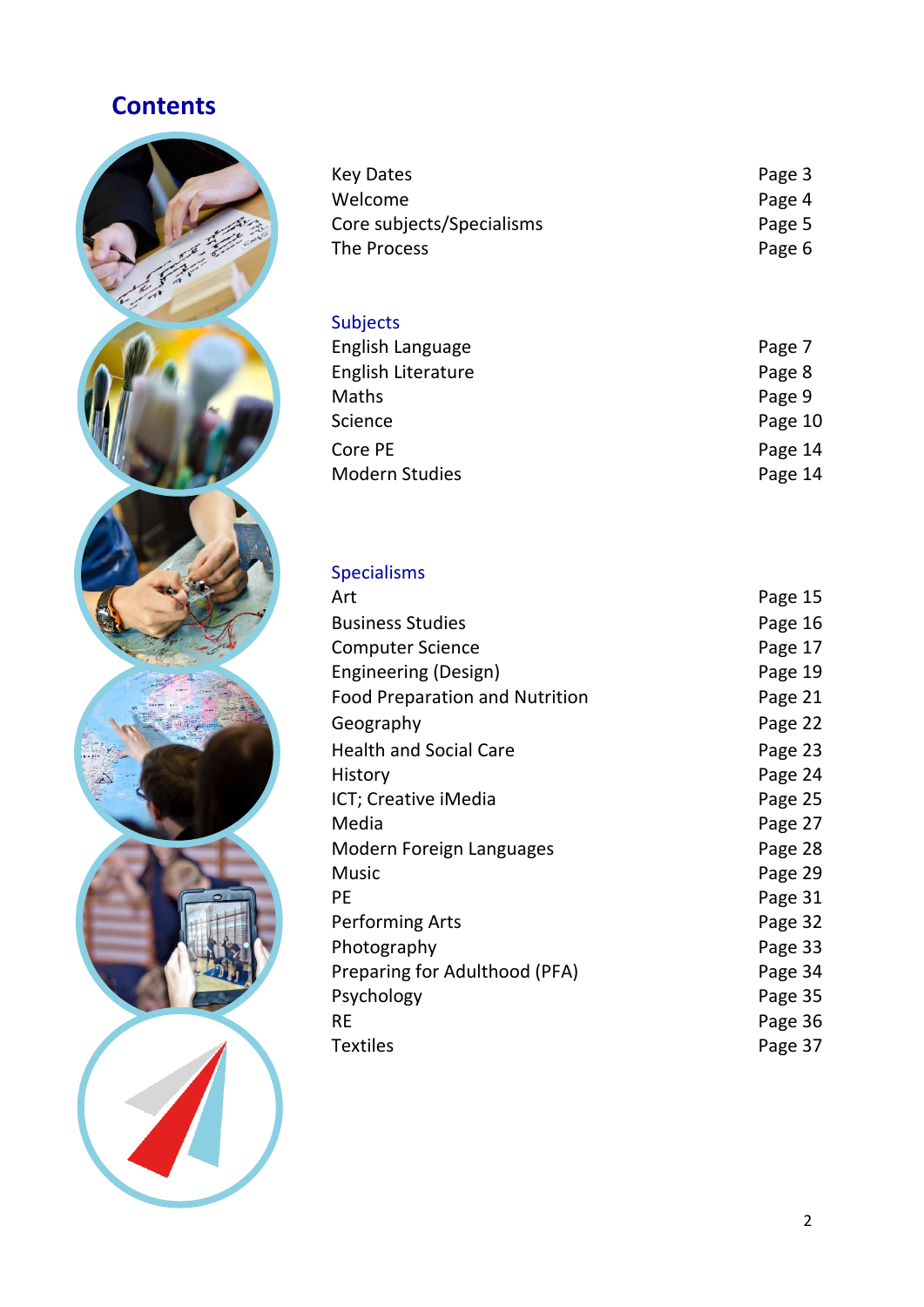# Contents

| | |
|---|---|
| Key Dates | Page 3 |
| Welcome | Page 4 |
| Core subjects/Specialisms | Page 5 |
| The Process | Page 6 |

## Subjects

| | |
|---|---|
| English Language | Page 7 |
| English Literature | Page 8 |
| Maths | Page 9 |
| Science | Page 10 |
| Core PE | Page 14 |
| Modern Studies | Page 14 |

## Specialisms

| | |
|---|---|
| Art | Page 15 |
| Business Studies | Page 16 |
| Computer Science | Page 17 |
| Engineering (Design) | Page 19 |
| Food Preparation and Nutrition | Page 21 |
| Geography | Page 22 |
| Health and Social Care | Page 23 |
| History | Page 24 |
| ICT; Creative iMedia | Page 25 |
| Media | Page 27 |
| Modern Foreign Languages | Page 28 |
| Music | Page 29 |
| PE | Page 31 |
| Performing Arts | Page 32 |
| Photography | Page 33 |
| Preparing for Adulthood (PFA) | Page 34 |
| Psychology | Page 35 |
| RE | Page 36 |
| Textiles | Page 37 |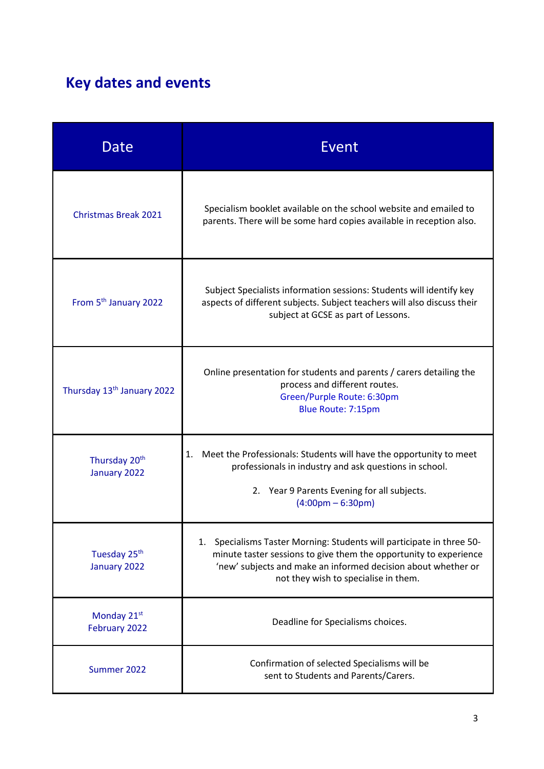# Key dates and events

| Date | Event |
|---|---|
| Christmas Break 2021 | Specialism booklet available on the school website and emailed to parents. There will be some hard copies available in reception also. |
| From 5th January 2022 | Subject Specialists information sessions: Students will identify key aspects of different subjects. Subject teachers will also discuss their subject at GCSE as part of Lessons. |
| Thursday 13th January 2022 | Online presentation for students and parents / carers detailing the process and different routes. Green/Purple Route: 6:30pm Blue Route: 7:15pm |
| Thursday 20th January 2022 | 1. Meet the Professionals: Students will have the opportunity to meet professionals in industry and ask questions in school. 2. Year 9 Parents Evening for all subjects. (4:00pm – 6:30pm) |
| Tuesday 25th January 2022 | 1. Specialisms Taster Morning: Students will participate in three 50-minute taster sessions to give them the opportunity to experience 'new' subjects and make an informed decision about whether or not they wish to specialise in them. |
| Monday 21st February 2022 | Deadline for Specialisms choices. |
| Summer 2022 | Confirmation of selected Specialisms will be sent to Students and Parents/Carers. |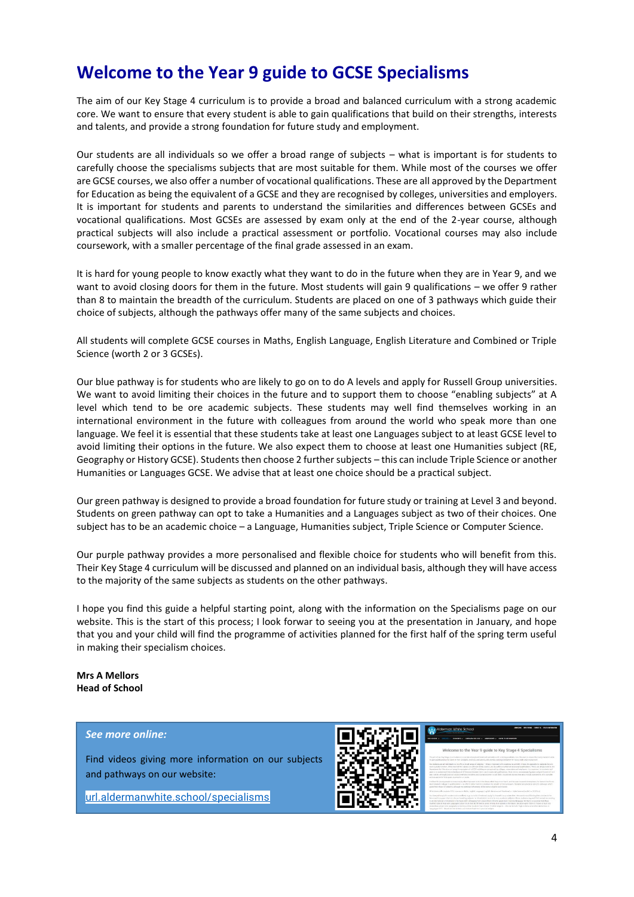# Welcome to the Year 9 guide to GCSE Specialisms

The aim of our Key Stage 4 curriculum is to provide a broad and balanced curriculum with a strong academic core. We want to ensure that every student is able to gain qualifications that build on their strengths, interests and talents, and provide a strong foundation for future study and employment.

Our students are all individuals so we offer a broad range of subjects – what is important is for students to carefully choose the specialisms subjects that are most suitable for them. While most of the courses we offer are GCSE courses, we also offer a number of vocational qualifications. These are all approved by the Department for Education as being the equivalent of a GCSE and they are recognised by colleges, universities and employers. It is important for students and parents to understand the similarities and differences between GCSEs and vocational qualifications. Most GCSEs are assessed by exam only at the end of the 2-year course, although practical subjects will also include a practical assessment or portfolio. Vocational courses may also include coursework, with a smaller percentage of the final grade assessed in an exam.

It is hard for young people to know exactly what they want to do in the future when they are in Year 9, and we want to avoid closing doors for them in the future. Most students will gain 9 qualifications – we offer 9 rather than 8 to maintain the breadth of the curriculum. Students are placed on one of 3 pathways which guide their choice of subjects, although the pathways offer many of the same subjects and choices.

All students will complete GCSE courses in Maths, English Language, English Literature and Combined or Triple Science (worth 2 or 3 GCSEs).

Our blue pathway is for students who are likely to go on to do A levels and apply for Russell Group universities. We want to avoid limiting their choices in the future and to support them to choose "enabling subjects" at A level which tend to be ore academic subjects. These students may well find themselves working in an international environment in the future with colleagues from around the world who speak more than one language. We feel it is essential that these students take at least one Languages subject to at least GCSE level to avoid limiting their options in the future. We also expect them to choose at least one Humanities subject (RE, Geography or History GCSE). Students then choose 2 further subjects – this can include Triple Science or another Humanities or Languages GCSE. We advise that at least one choice should be a practical subject.

Our green pathway is designed to provide a broad foundation for future study or training at Level 3 and beyond. Students on green pathway can opt to take a Humanities and a Languages subject as two of their choices. One subject has to be an academic choice – a Language, Humanities subject, Triple Science or Computer Science.

Our purple pathway provides a more personalised and flexible choice for students who will benefit from this. Their Key Stage 4 curriculum will be discussed and planned on an individual basis, although they will have access to the majority of the same subjects as students on the other pathways.

I hope you find this guide a helpful starting point, along with the information on the Specialisms page on our website. This is the start of this process; I look forwar to seeing you at the presentation in January, and hope that you and your child will find the programme of activities planned for the first half of the spring term useful in making their specialism choices.

**Mrs A Mellors**
**Head of School**

***See more online:***

Find videos giving more information on our subjects and pathways on our website:

url.aldermanwhite.school/specialisms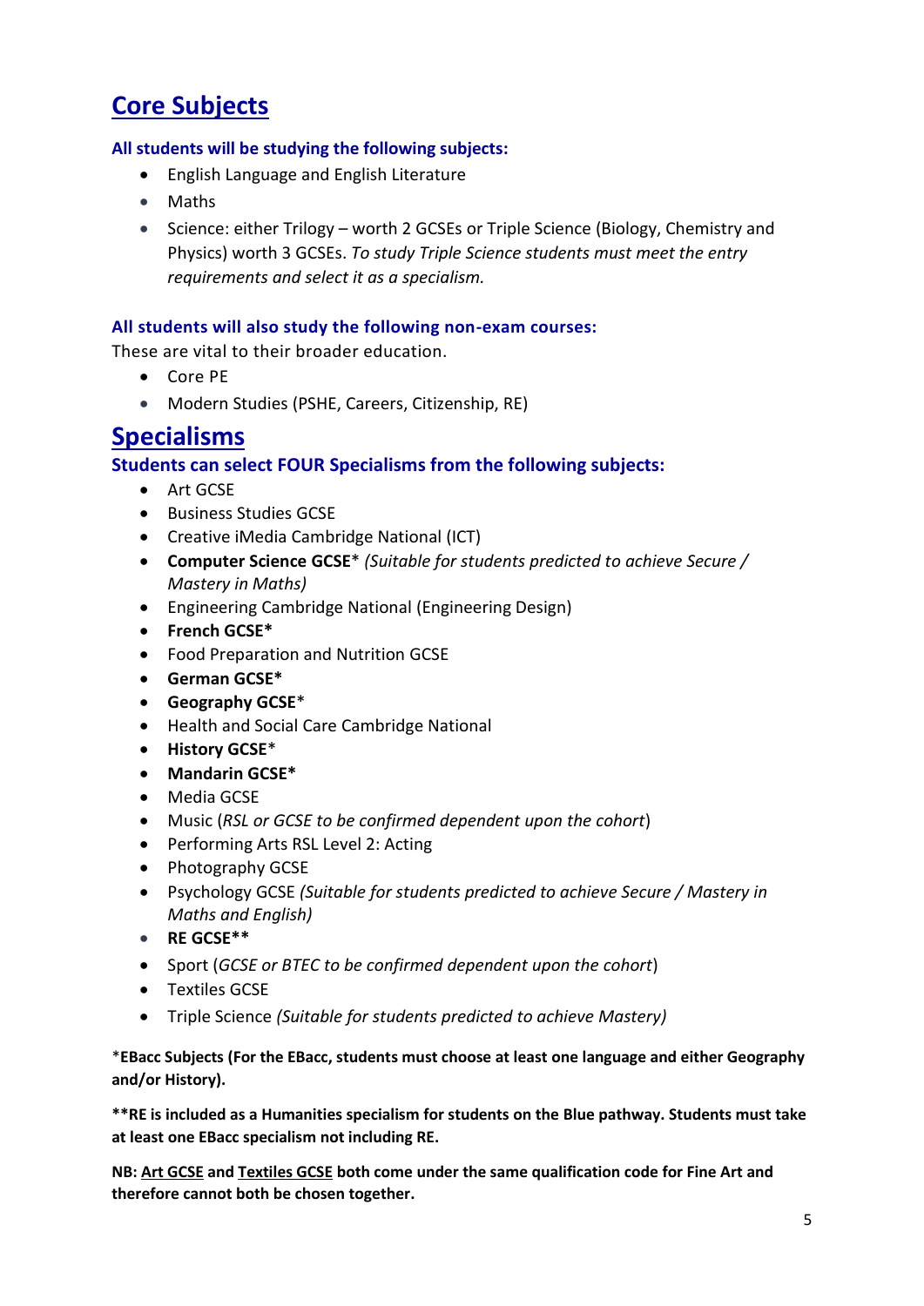# Core Subjects

### All students will be studying the following subjects:

- English Language and English Literature
- Maths
- Science: either Trilogy – worth 2 GCSEs or Triple Science (Biology, Chemistry and Physics) worth 3 GCSEs. *To study Triple Science students must meet the entry requirements and select it as a specialism.*

### All students will also study the following non-exam courses:

These are vital to their broader education.

- Core PE
- Modern Studies (PSHE, Careers, Citizenship, RE)

# Specialisms

### Students can select FOUR Specialisms from the following subjects:

- Art GCSE
- Business Studies GCSE
- Creative iMedia Cambridge National (ICT)
- **Computer Science GCSE*** *(Suitable for students predicted to achieve Secure / Mastery in Maths)*
- Engineering Cambridge National (Engineering Design)
- **French GCSE***
- Food Preparation and Nutrition GCSE
- **German GCSE***
- **Geography GCSE***
- Health and Social Care Cambridge National
- **History GCSE***
- **Mandarin GCSE***
- Media GCSE
- Music (*RSL or GCSE to be confirmed dependent upon the cohort*)
- Performing Arts RSL Level 2: Acting
- Photography GCSE
- Psychology GCSE *(Suitable for students predicted to achieve Secure / Mastery in Maths and English)*
- **RE GCSE****
- Sport (*GCSE or BTEC to be confirmed dependent upon the cohort*)
- Textiles GCSE
- Triple Science *(Suitable for students predicted to achieve Mastery)*

***EBacc Subjects (For the EBacc, students must choose at least one language and either Geography and/or History).**

****RE is included as a Humanities specialism for students on the Blue pathway. Students must take at least one EBacc specialism not including RE.**

**NB: Art GCSE and Textiles GCSE both come under the same qualification code for Fine Art and therefore cannot both be chosen together.**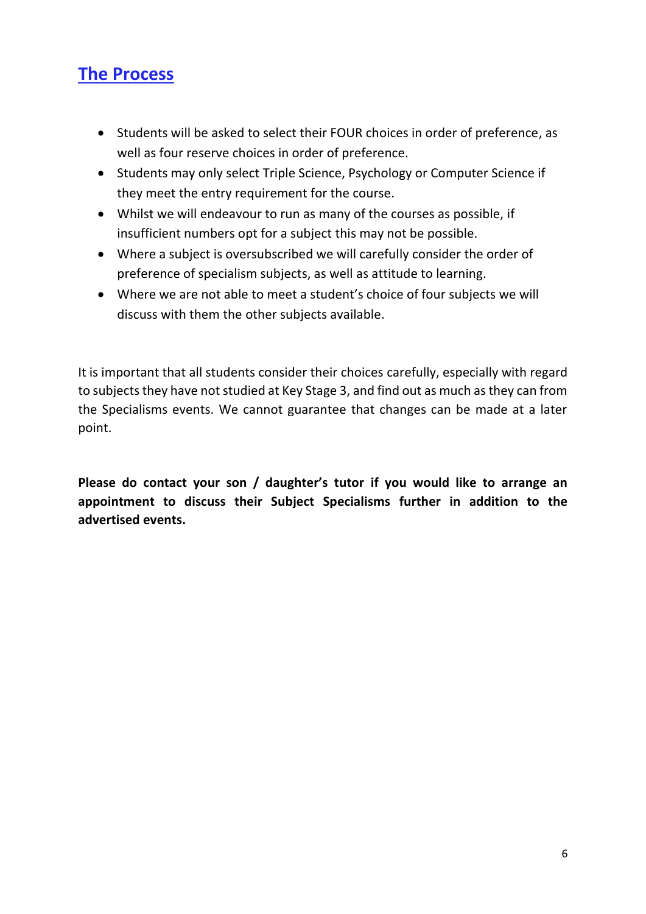## The Process

- Students will be asked to select their FOUR choices in order of preference, as well as four reserve choices in order of preference.
- Students may only select Triple Science, Psychology or Computer Science if they meet the entry requirement for the course.
- Whilst we will endeavour to run as many of the courses as possible, if insufficient numbers opt for a subject this may not be possible.
- Where a subject is oversubscribed we will carefully consider the order of preference of specialism subjects, as well as attitude to learning.
- Where we are not able to meet a student's choice of four subjects we will discuss with them the other subjects available.

It is important that all students consider their choices carefully, especially with regard to subjects they have not studied at Key Stage 3, and find out as much as they can from the Specialisms events. We cannot guarantee that changes can be made at a later point.

**Please do contact your son / daughter's tutor if you would like to arrange an appointment to discuss their Subject Specialisms further in addition to the advertised events.**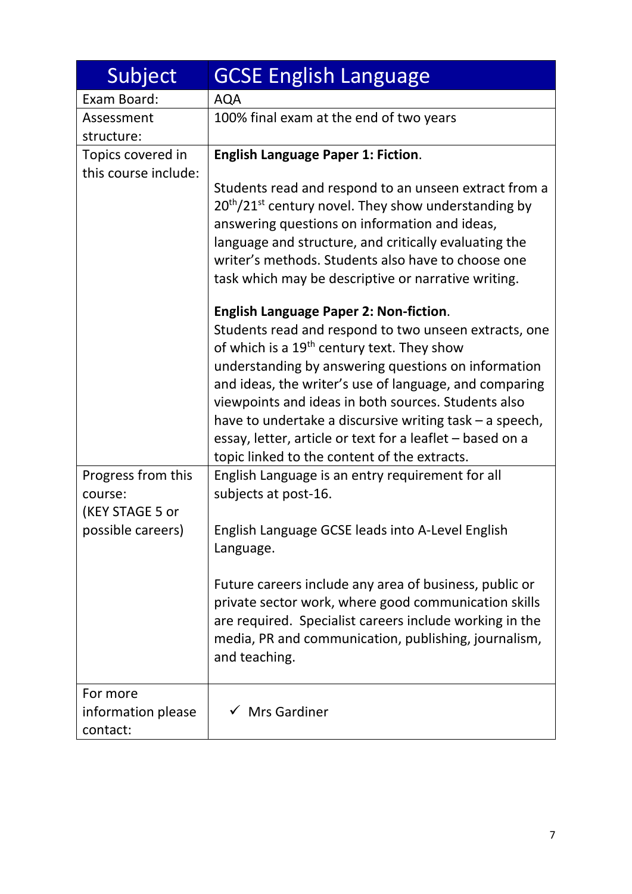| Subject | GCSE English Language |
|---|---|
| Exam Board: | AQA |
| Assessment structure: | 100% final exam at the end of two years |
| Topics covered in this course include: | **English Language Paper 1: Fiction**.<br><br>Students read and respond to an unseen extract from a 20th/21st century novel. They show understanding by answering questions on information and ideas, language and structure, and critically evaluating the writer's methods. Students also have to choose one task which may be descriptive or narrative writing.<br><br>**English Language Paper 2: Non-fiction**.<br>Students read and respond to two unseen extracts, one of which is a 19th century text. They show understanding by answering questions on information and ideas, the writer's use of language, and comparing viewpoints and ideas in both sources. Students also have to undertake a discursive writing task – a speech, essay, letter, article or text for a leaflet – based on a topic linked to the content of the extracts. |
| Progress from this course:<br>(KEY STAGE 5 or possible careers) | English Language is an entry requirement for all subjects at post-16.<br><br>English Language GCSE leads into A-Level English Language.<br><br>Future careers include any area of business, public or private sector work, where good communication skills are required. Specialist careers include working in the media, PR and communication, publishing, journalism, and teaching. |
| For more information please contact: | ✓ Mrs Gardiner |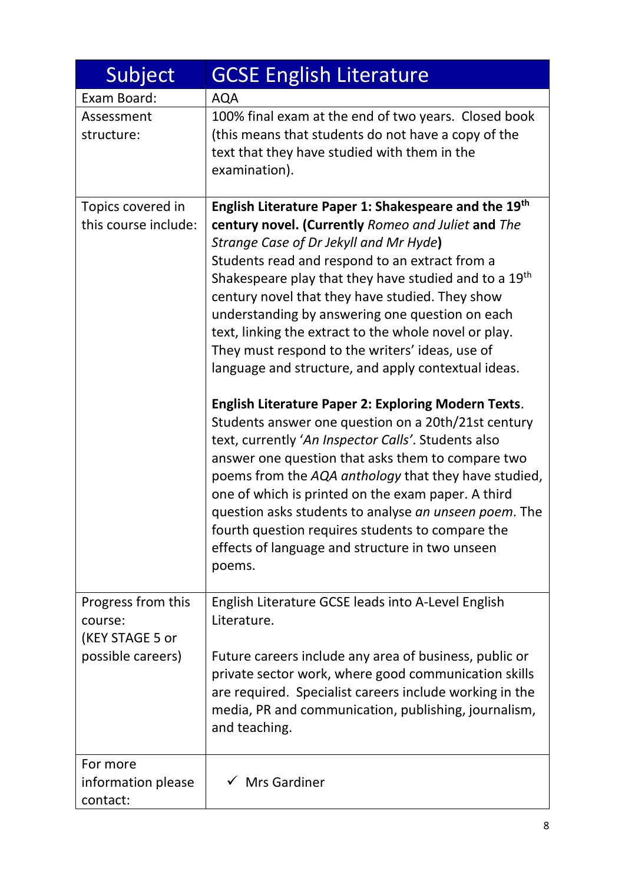| Subject | GCSE English Literature |
|---|---|
| Exam Board: | AQA |
| Assessment structure: | 100% final exam at the end of two years. Closed book (this means that students do not have a copy of the text that they have studied with them in the examination). |
| Topics covered in this course include: | **English Literature Paper 1: Shakespeare and the 19th century novel. (Currently** *Romeo and Juliet* **and** *The Strange Case of Dr Jekyll and Mr Hyde***)** <br> Students read and respond to an extract from a Shakespeare play that they have studied and to a 19th century novel that they have studied. They show understanding by answering one question on each text, linking the extract to the whole novel or play. They must respond to the writers' ideas, use of language and structure, and apply contextual ideas. <br><br> **English Literature Paper 2: Exploring Modern Texts**. Students answer one question on a 20th/21st century text, currently '*An Inspector Calls*'. Students also answer one question that asks them to compare two poems from the *AQA anthology* that they have studied, one of which is printed on the exam paper. A third question asks students to analyse *an unseen poem*. The fourth question requires students to compare the effects of language and structure in two unseen poems. |
| Progress from this course: (KEY STAGE 5 or possible careers) | English Literature GCSE leads into A-Level English Literature. <br><br> Future careers include any area of business, public or private sector work, where good communication skills are required. Specialist careers include working in the media, PR and communication, publishing, journalism, and teaching. |
| For more information please contact: | ✓ Mrs Gardiner |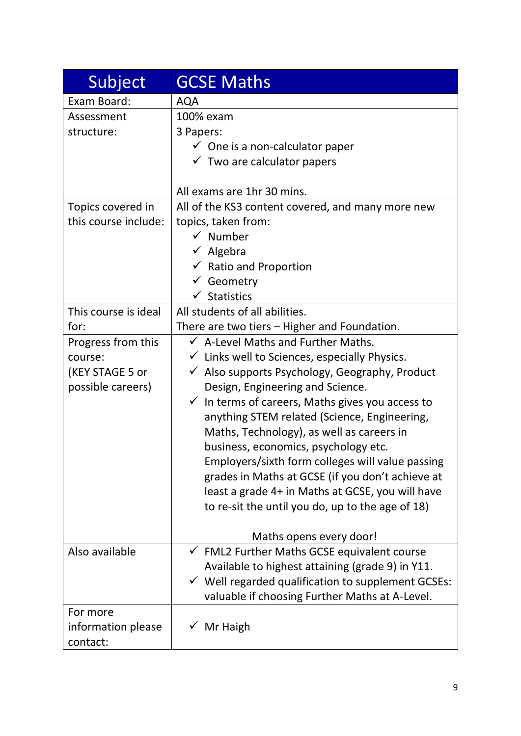| Subject | GCSE Maths |
| --- | --- |
| Exam Board: | AQA |
| Assessment structure: | 100% exam<br>3 Papers:<br>✓ One is a non-calculator paper<br>✓ Two are calculator papers<br><br>All exams are 1hr 30 mins. |
| Topics covered in this course include: | All of the KS3 content covered, and many more new topics, taken from:<br>✓ Number<br>✓ Algebra<br>✓ Ratio and Proportion<br>✓ Geometry<br>✓ Statistics |
| This course is ideal for: | All students of all abilities.<br>There are two tiers – Higher and Foundation. |
| Progress from this course:<br>(KEY STAGE 5 or possible careers) | ✓ A-Level Maths and Further Maths.<br>✓ Links well to Sciences, especially Physics.<br>✓ Also supports Psychology, Geography, Product Design, Engineering and Science.<br>✓ In terms of careers, Maths gives you access to anything STEM related (Science, Engineering, Maths, Technology), as well as careers in business, economics, psychology etc. Employers/sixth form colleges will value passing grades in Maths at GCSE (if you don't achieve at least a grade 4+ in Maths at GCSE, you will have to re-sit the until you do, up to the age of 18)<br><br>Maths opens every door! |
| Also available | ✓ FML2 Further Maths GCSE equivalent course Available to highest attaining (grade 9) in Y11.<br>✓ Well regarded qualification to supplement GCSEs: valuable if choosing Further Maths at A-Level. |
| For more information please contact: | ✓ Mr Haigh |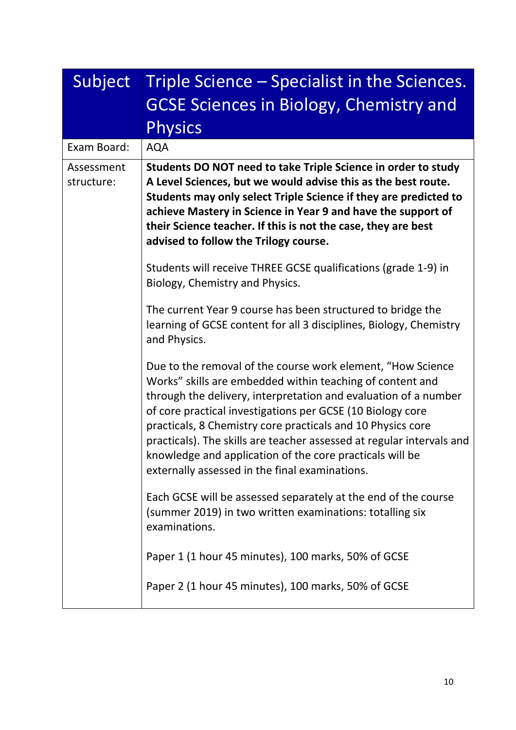| Subject | Triple Science – Specialist in the Sciences. GCSE Sciences in Biology, Chemistry and Physics |
|---|---|
| Exam Board: | AQA |
| Assessment structure: | **Students DO NOT need to take Triple Science in order to study A Level Sciences, but we would advise this as the best route. Students may only select Triple Science if they are predicted to achieve Mastery in Science in Year 9 and have the support of their Science teacher. If this is not the case, they are best advised to follow the Trilogy course.**<br><br>Students will receive THREE GCSE qualifications (grade 1-9) in Biology, Chemistry and Physics.<br><br>The current Year 9 course has been structured to bridge the learning of GCSE content for all 3 disciplines, Biology, Chemistry and Physics.<br><br>Due to the removal of the course work element, "How Science Works" skills are embedded within teaching of content and through the delivery, interpretation and evaluation of a number of core practical investigations per GCSE (10 Biology core practicals, 8 Chemistry core practicals and 10 Physics core practicals). The skills are teacher assessed at regular intervals and knowledge and application of the core practicals will be externally assessed in the final examinations.<br><br>Each GCSE will be assessed separately at the end of the course (summer 2019) in two written examinations: totalling six examinations.<br><br>Paper 1 (1 hour 45 minutes), 100 marks, 50% of GCSE<br><br>Paper 2 (1 hour 45 minutes), 100 marks, 50% of GCSE |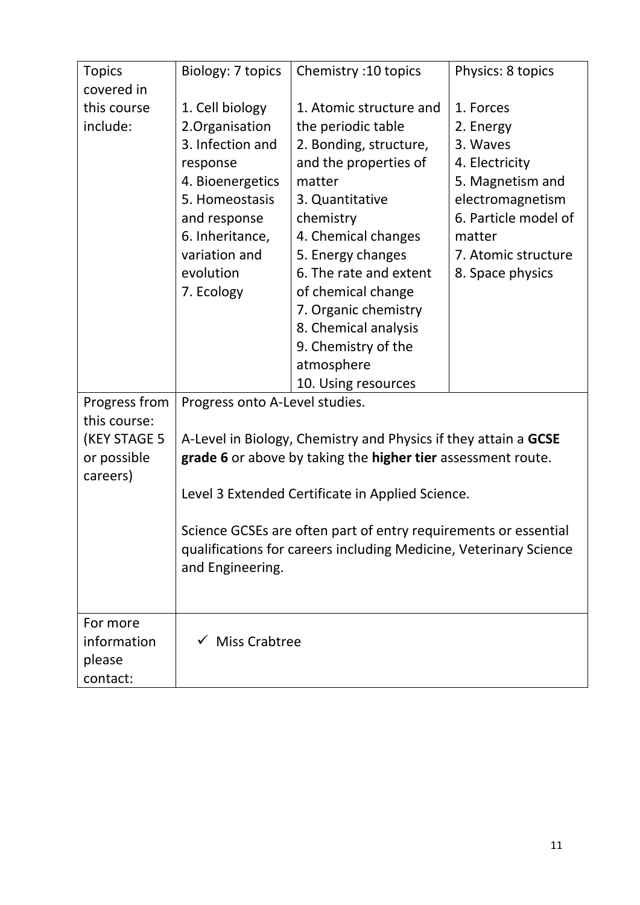| Topics covered in this course include: | Biology: 7 topics<br><br>1. Cell biology<br>2.Organisation<br>3. Infection and response<br>4. Bioenergetics<br>5. Homeostasis and response<br>6. Inheritance, variation and evolution<br>7. Ecology | Chemistry :10 topics<br><br>1. Atomic structure and the periodic table<br>2. Bonding, structure, and the properties of matter<br>3. Quantitative chemistry<br>4. Chemical changes<br>5. Energy changes<br>6. The rate and extent of chemical change<br>7. Organic chemistry<br>8. Chemical analysis<br>9. Chemistry of the atmosphere<br>10. Using resources | Physics: 8 topics<br><br>1. Forces<br>2. Energy<br>3. Waves<br>4. Electricity<br>5. Magnetism and electromagnetism<br>6. Particle model of matter<br>7. Atomic structure<br>8. Space physics |
|---|---|---|---|
| Progress from this course: (KEY STAGE 5 or possible careers) | Progress onto A-Level studies.<br><br>A-Level in Biology, Chemistry and Physics if they attain a **GCSE grade 6** or above by taking the **higher tier** assessment route.<br><br>Level 3 Extended Certificate in Applied Science.<br><br>Science GCSEs are often part of entry requirements or essential qualifications for careers including Medicine, Veterinary Science and Engineering. | | |
| For more information please contact: | ✓ Miss Crabtree | | |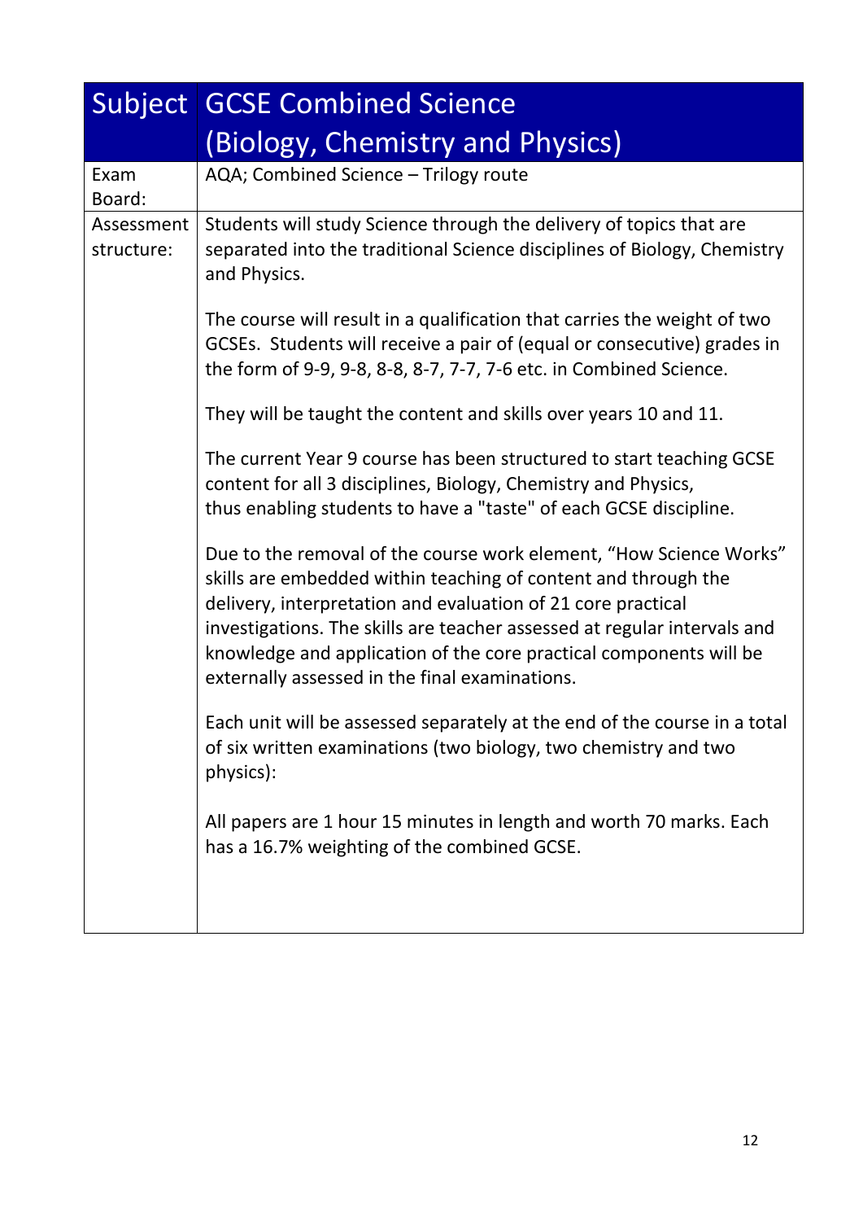| Subject | GCSE Combined Science (Biology, Chemistry and Physics) |
| --- | --- |
| Exam Board: | AQA; Combined Science – Trilogy route |
| Assessment structure: | Students will study Science through the delivery of topics that are separated into the traditional Science disciplines of Biology, Chemistry and Physics.<br><br>The course will result in a qualification that carries the weight of two GCSEs. Students will receive a pair of (equal or consecutive) grades in the form of 9-9, 9-8, 8-8, 8-7, 7-7, 7-6 etc. in Combined Science.<br><br>They will be taught the content and skills over years 10 and 11.<br><br>The current Year 9 course has been structured to start teaching GCSE content for all 3 disciplines, Biology, Chemistry and Physics, thus enabling students to have a "taste" of each GCSE discipline.<br><br>Due to the removal of the course work element, "How Science Works" skills are embedded within teaching of content and through the delivery, interpretation and evaluation of 21 core practical investigations. The skills are teacher assessed at regular intervals and knowledge and application of the core practical components will be externally assessed in the final examinations.<br><br>Each unit will be assessed separately at the end of the course in a total of six written examinations (two biology, two chemistry and two physics):<br><br>All papers are 1 hour 15 minutes in length and worth 70 marks. Each has a 16.7% weighting of the combined GCSE. |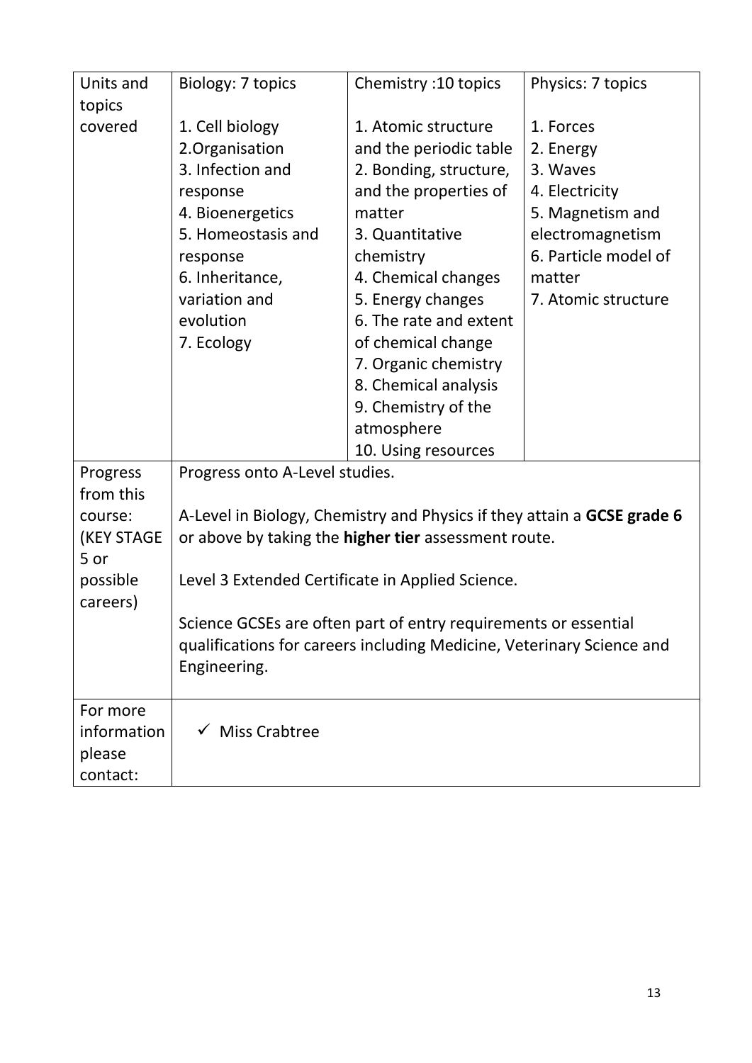| Units and topics covered | Biology: 7 topics<br><br>1. Cell biology<br>2. Organisation<br>3. Infection and response<br>4. Bioenergetics<br>5. Homeostasis and response<br>6. Inheritance, variation and evolution<br>7. Ecology | Chemistry :10 topics<br><br>1. Atomic structure and the periodic table<br>2. Bonding, structure, and the properties of matter<br>3. Quantitative chemistry<br>4. Chemical changes<br>5. Energy changes<br>6. The rate and extent of chemical change<br>7. Organic chemistry<br>8. Chemical analysis<br>9. Chemistry of the atmosphere<br>10. Using resources | Physics: 7 topics<br><br>1. Forces<br>2. Energy<br>3. Waves<br>4. Electricity<br>5. Magnetism and electromagnetism<br>6. Particle model of matter<br>7. Atomic structure |
|---|---|---|---|
| Progress from this course: (KEY STAGE 5 or possible careers) | Progress onto A-Level studies.<br><br>A-Level in Biology, Chemistry and Physics if they attain a **GCSE grade 6** or above by taking the **higher tier** assessment route.<br><br>Level 3 Extended Certificate in Applied Science.<br><br>Science GCSEs are often part of entry requirements or essential qualifications for careers including Medicine, Veterinary Science and Engineering. | | |
| For more information please contact: | ✓ Miss Crabtree | | |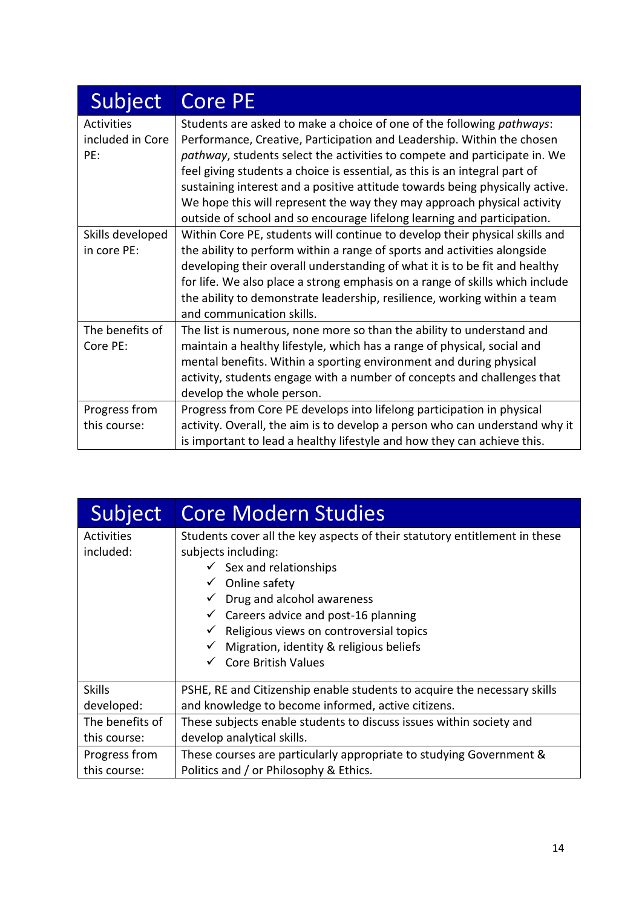| Subject | Core PE |
|---|---|
| Activities included in Core PE: | Students are asked to make a choice of one of the following *pathways*: Performance, Creative, Participation and Leadership. Within the chosen *pathway*, students select the activities to compete and participate in. We feel giving students a choice is essential, as this is an integral part of sustaining interest and a positive attitude towards being physically active. We hope this will represent the way they may approach physical activity outside of school and so encourage lifelong learning and participation. |
| Skills developed in core PE: | Within Core PE, students will continue to develop their physical skills and the ability to perform within a range of sports and activities alongside developing their overall understanding of what it is to be fit and healthy for life. We also place a strong emphasis on a range of skills which include the ability to demonstrate leadership, resilience, working within a team and communication skills. |
| The benefits of Core PE: | The list is numerous, none more so than the ability to understand and maintain a healthy lifestyle, which has a range of physical, social and mental benefits. Within a sporting environment and during physical activity, students engage with a number of concepts and challenges that develop the whole person. |
| Progress from this course: | Progress from Core PE develops into lifelong participation in physical activity. Overall, the aim is to develop a person who can understand why it is important to lead a healthy lifestyle and how they can achieve this. |

| Subject | Core Modern Studies |
|---|---|
| Activities included: | Students cover all the key aspects of their statutory entitlement in these subjects including:<br>✓ Sex and relationships<br>✓ Online safety<br>✓ Drug and alcohol awareness<br>✓ Careers advice and post-16 planning<br>✓ Religious views on controversial topics<br>✓ Migration, identity & religious beliefs<br>✓ Core British Values |
| Skills developed: | PSHE, RE and Citizenship enable students to acquire the necessary skills and knowledge to become informed, active citizens. |
| The benefits of this course: | These subjects enable students to discuss issues within society and develop analytical skills. |
| Progress from this course: | These courses are particularly appropriate to studying Government & Politics and / or Philosophy & Ethics. |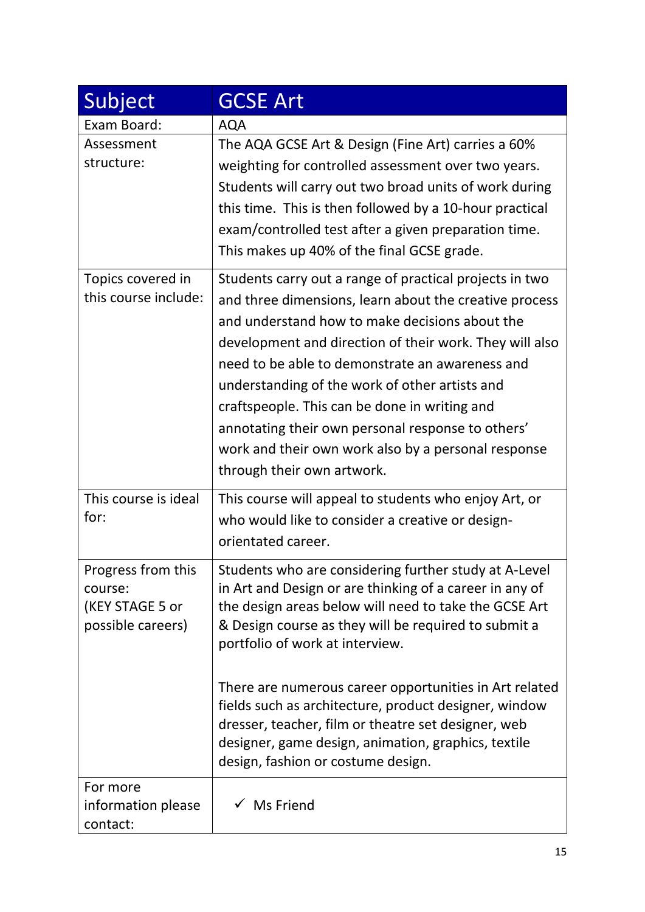| Subject | GCSE Art |
|---|---|
| Exam Board: | AQA |
| Assessment structure: | The AQA GCSE Art & Design (Fine Art) carries a 60% weighting for controlled assessment over two years. Students will carry out two broad units of work during this time. This is then followed by a 10-hour practical exam/controlled test after a given preparation time. This makes up 40% of the final GCSE grade. |
| Topics covered in this course include: | Students carry out a range of practical projects in two and three dimensions, learn about the creative process and understand how to make decisions about the development and direction of their work. They will also need to be able to demonstrate an awareness and understanding of the work of other artists and craftspeople. This can be done in writing and annotating their own personal response to others' work and their own work also by a personal response through their own artwork. |
| This course is ideal for: | This course will appeal to students who enjoy Art, or who would like to consider a creative or design-orientated career. |
| Progress from this course: (KEY STAGE 5 or possible careers) | Students who are considering further study at A-Level in Art and Design or are thinking of a career in any of the design areas below will need to take the GCSE Art & Design course as they will be required to submit a portfolio of work at interview.<br><br>There are numerous career opportunities in Art related fields such as architecture, product designer, window dresser, teacher, film or theatre set designer, web designer, game design, animation, graphics, textile design, fashion or costume design. |
| For more information please contact: | ✓ Ms Friend |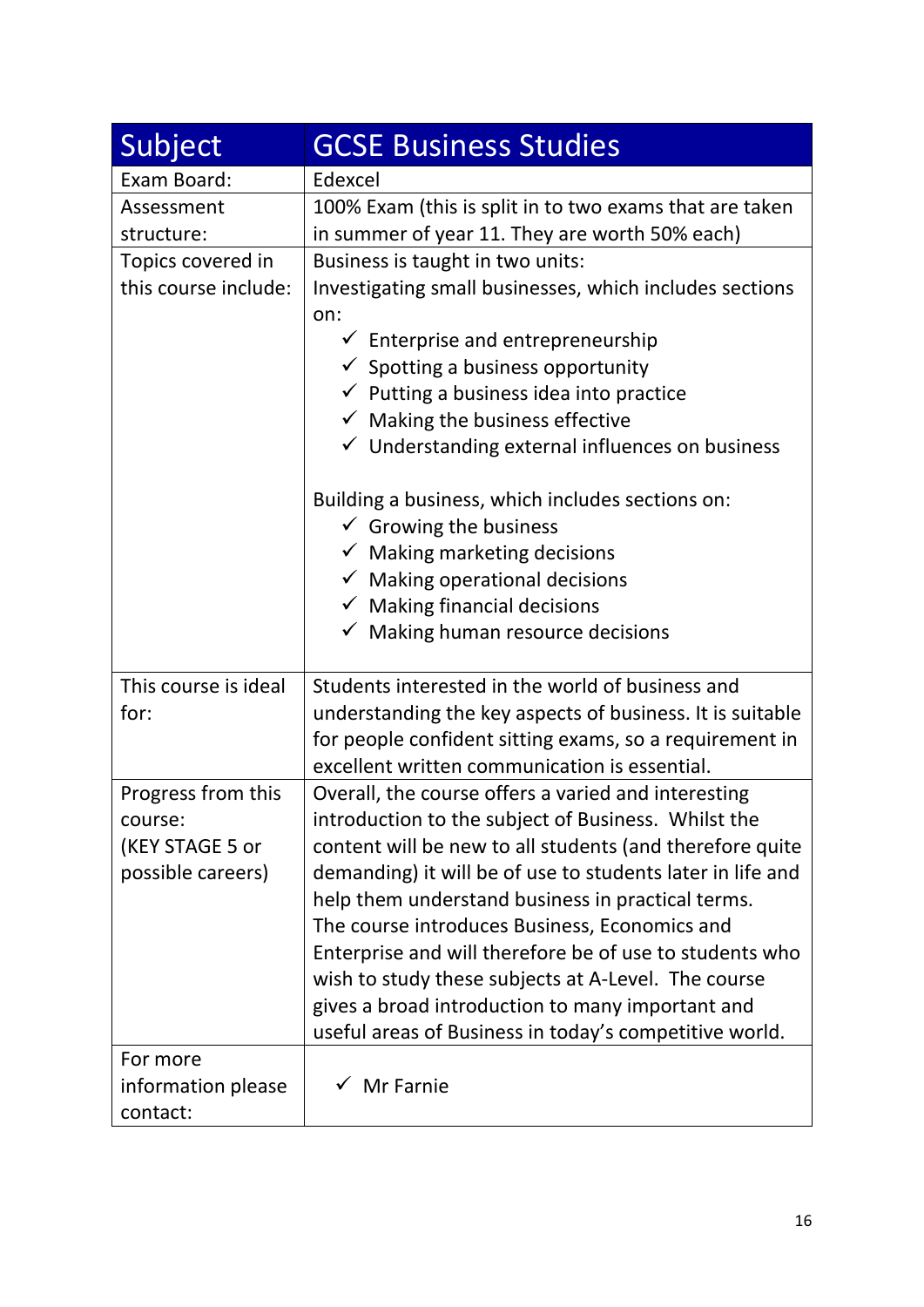| Subject | GCSE Business Studies |
|---|---|
| Exam Board: | Edexcel |
| Assessment structure: | 100% Exam (this is split in to two exams that are taken in summer of year 11. They are worth 50% each) |
| Topics covered in this course include: | Business is taught in two units:<br>Investigating small businesses, which includes sections on:<br>✓ Enterprise and entrepreneurship<br>✓ Spotting a business opportunity<br>✓ Putting a business idea into practice<br>✓ Making the business effective<br>✓ Understanding external influences on business<br><br>Building a business, which includes sections on:<br>✓ Growing the business<br>✓ Making marketing decisions<br>✓ Making operational decisions<br>✓ Making financial decisions<br>✓ Making human resource decisions |
| This course is ideal for: | Students interested in the world of business and understanding the key aspects of business. It is suitable for people confident sitting exams, so a requirement in excellent written communication is essential. |
| Progress from this course:<br>(KEY STAGE 5 or possible careers) | Overall, the course offers a varied and interesting introduction to the subject of Business. Whilst the content will be new to all students (and therefore quite demanding) it will be of use to students later in life and help them understand business in practical terms.<br>The course introduces Business, Economics and Enterprise and will therefore be of use to students who wish to study these subjects at A-Level. The course gives a broad introduction to many important and useful areas of Business in today's competitive world. |
| For more information please contact: | ✓ Mr Farnie |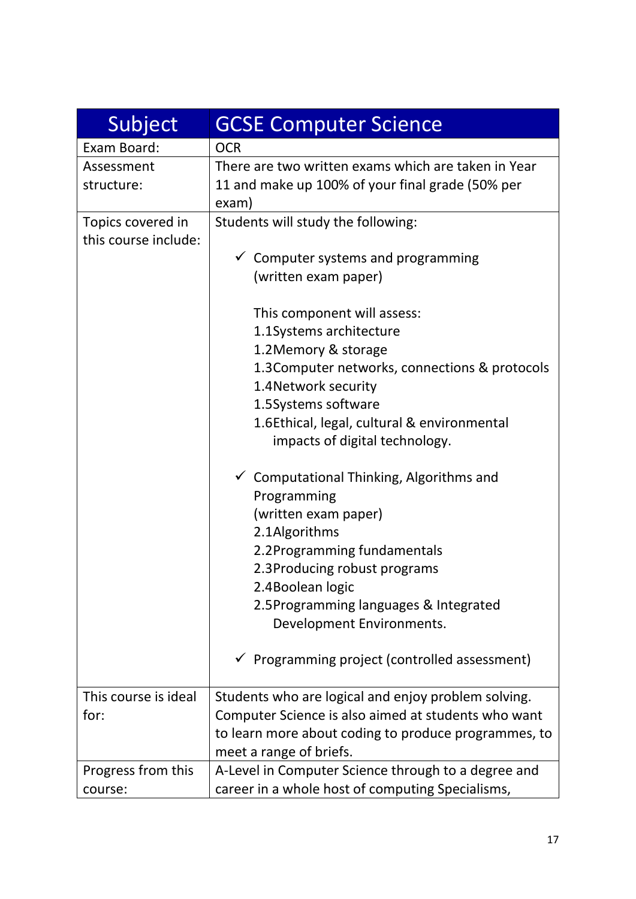| Subject | GCSE Computer Science |
|---|---|
| Exam Board: | OCR |
| Assessment structure: | There are two written exams which are taken in Year 11 and make up 100% of your final grade (50% per exam) |
| Topics covered in this course include: | Students will study the following:<br><br>✓ Computer systems and programming (written exam paper)<br><br>This component will assess:<br>1.1Systems architecture<br>1.2Memory & storage<br>1.3Computer networks, connections & protocols<br>1.4Network security<br>1.5Systems software<br>1.6Ethical, legal, cultural & environmental impacts of digital technology.<br><br>✓ Computational Thinking, Algorithms and Programming (written exam paper)<br>2.1Algorithms<br>2.2Programming fundamentals<br>2.3Producing robust programs<br>2.4Boolean logic<br>2.5Programming languages & Integrated Development Environments.<br><br>✓ Programming project (controlled assessment) |
| This course is ideal for: | Students who are logical and enjoy problem solving. Computer Science is also aimed at students who want to learn more about coding to produce programmes, to meet a range of briefs. |
| Progress from this course: | A-Level in Computer Science through to a degree and career in a whole host of computing Specialisms, |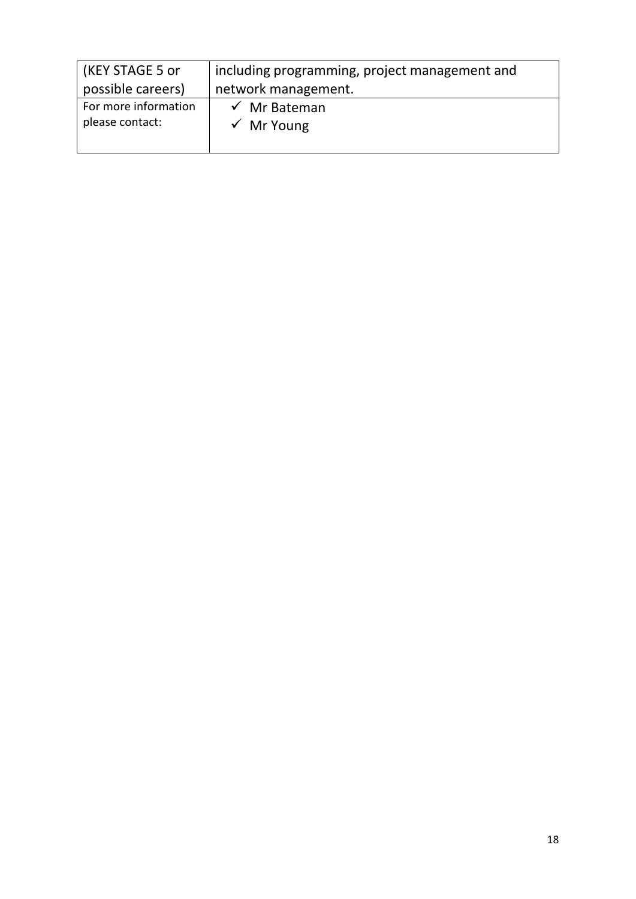| (KEY STAGE 5 or possible careers) | including programming, project management and network management. |
| --- | --- |
| For more information please contact: | ✓ Mr Bateman<br>✓ Mr Young |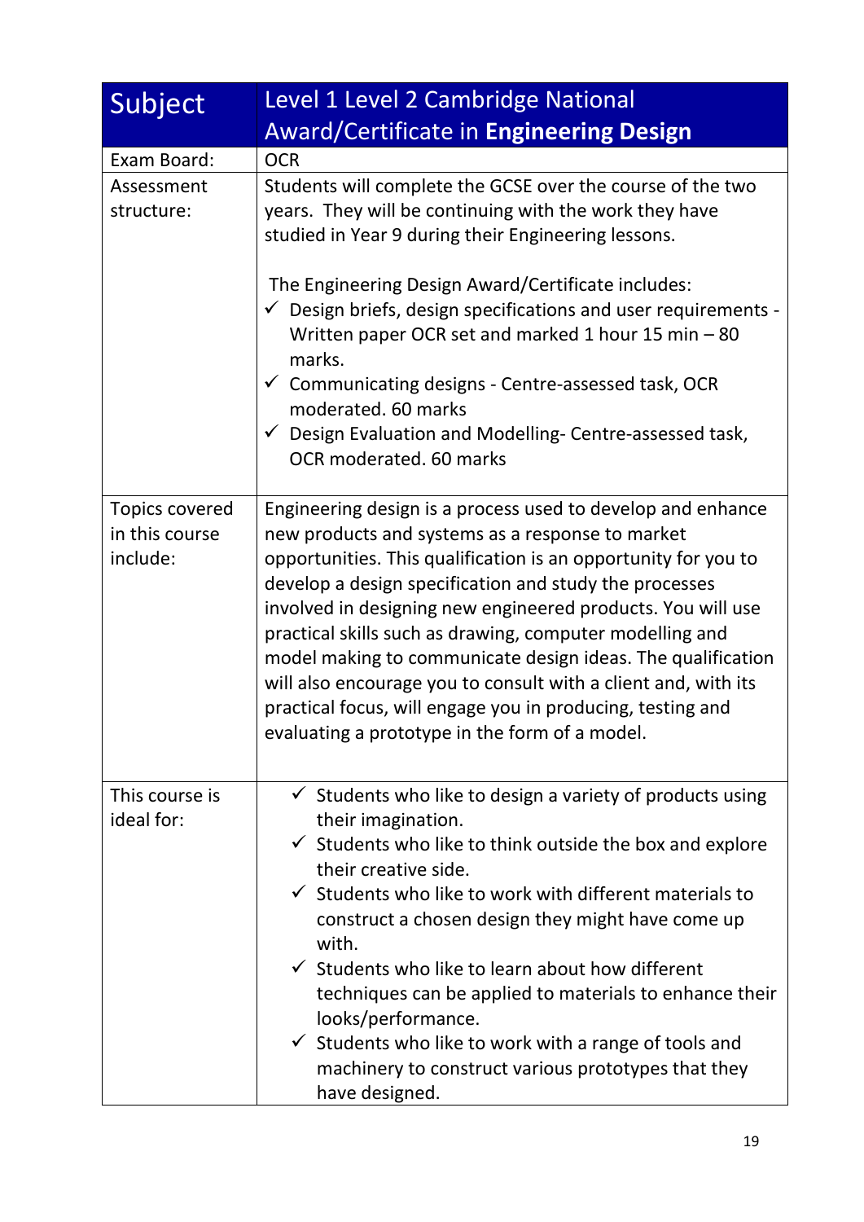| Subject | Level 1 Level 2 Cambridge National Award/Certificate in **Engineering Design** |
|---|---|
| Exam Board: | OCR |
| Assessment structure: | Students will complete the GCSE over the course of the two years. They will be continuing with the work they have studied in Year 9 during their Engineering lessons.<br><br>The Engineering Design Award/Certificate includes:<br>✓ Design briefs, design specifications and user requirements - Written paper OCR set and marked 1 hour 15 min – 80 marks.<br>✓ Communicating designs - Centre-assessed task, OCR moderated. 60 marks<br>✓ Design Evaluation and Modelling- Centre-assessed task, OCR moderated. 60 marks |
| Topics covered in this course include: | Engineering design is a process used to develop and enhance new products and systems as a response to market opportunities. This qualification is an opportunity for you to develop a design specification and study the processes involved in designing new engineered products. You will use practical skills such as drawing, computer modelling and model making to communicate design ideas. The qualification will also encourage you to consult with a client and, with its practical focus, will engage you in producing, testing and evaluating a prototype in the form of a model. |
| This course is ideal for: | ✓ Students who like to design a variety of products using their imagination.<br>✓ Students who like to think outside the box and explore their creative side.<br>✓ Students who like to work with different materials to construct a chosen design they might have come up with.<br>✓ Students who like to learn about how different techniques can be applied to materials to enhance their looks/performance.<br>✓ Students who like to work with a range of tools and machinery to construct various prototypes that they have designed. |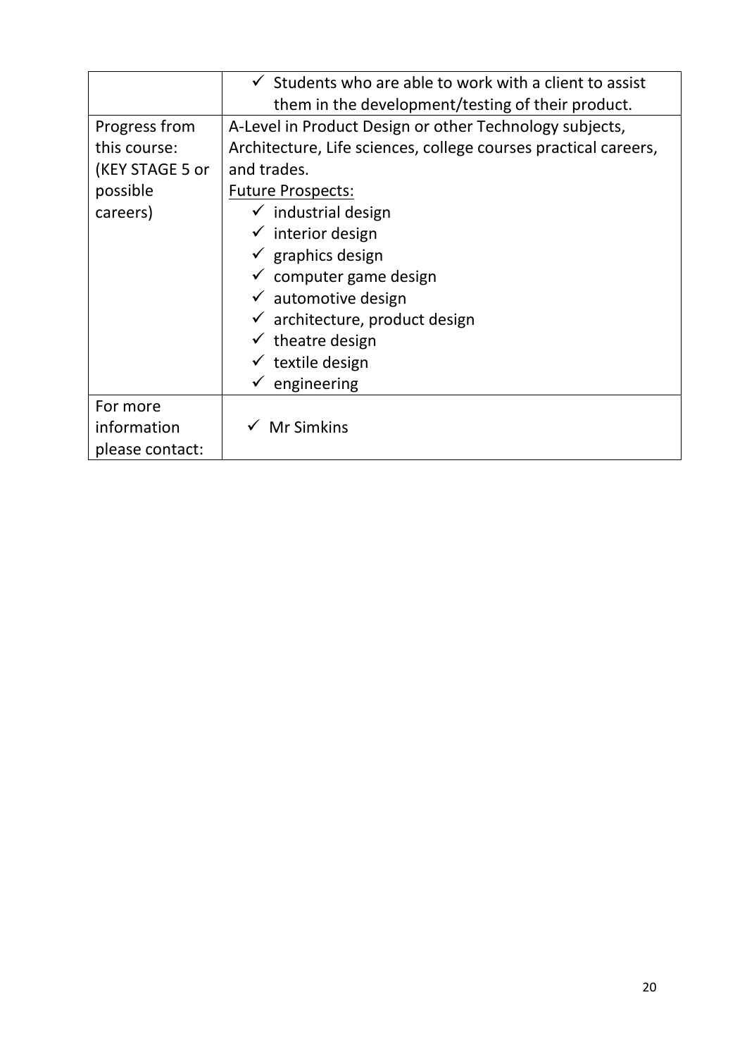| | |
|---|---|
| | ✓ Students who are able to work with a client to assist them in the development/testing of their product. |
| Progress from this course: (KEY STAGE 5 or possible careers) | A-Level in Product Design or other Technology subjects, Architecture, Life sciences, college courses practical careers, and trades.<br>Future Prospects:<br>✓ industrial design<br>✓ interior design<br>✓ graphics design<br>✓ computer game design<br>✓ automotive design<br>✓ architecture, product design<br>✓ theatre design<br>✓ textile design<br>✓ engineering |
| For more information please contact: | ✓ Mr Simkins |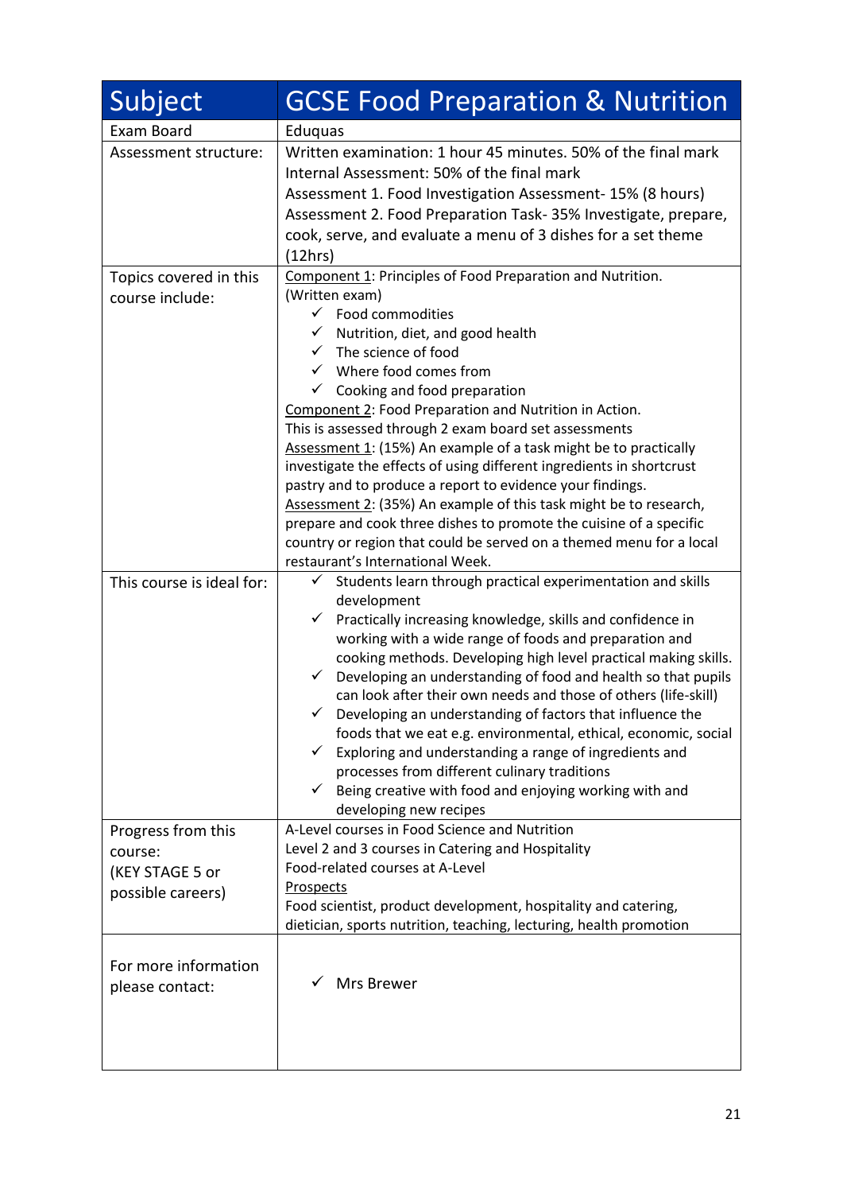| Subject | GCSE Food Preparation & Nutrition |
|---|---|
| Exam Board | Eduquas |
| Assessment structure: | Written examination: 1 hour 45 minutes. 50% of the final mark<br>Internal Assessment: 50% of the final mark<br>Assessment 1. Food Investigation Assessment- 15% (8 hours)<br>Assessment 2. Food Preparation Task- 35% Investigate, prepare, cook, serve, and evaluate a menu of 3 dishes for a set theme (12hrs) |
| Topics covered in this course include: | Component 1: Principles of Food Preparation and Nutrition. (Written exam)<br>✓ Food commodities<br>✓ Nutrition, diet, and good health<br>✓ The science of food<br>✓ Where food comes from<br>✓ Cooking and food preparation<br>Component 2: Food Preparation and Nutrition in Action.<br>This is assessed through 2 exam board set assessments<br>Assessment 1: (15%) An example of a task might be to practically investigate the effects of using different ingredients in shortcrust pastry and to produce a report to evidence your findings.<br>Assessment 2: (35%) An example of this task might be to research, prepare and cook three dishes to promote the cuisine of a specific country or region that could be served on a themed menu for a local restaurant's International Week. |
| This course is ideal for: | ✓ Students learn through practical experimentation and skills development<br>✓ Practically increasing knowledge, skills and confidence in working with a wide range of foods and preparation and cooking methods. Developing high level practical making skills.<br>✓ Developing an understanding of food and health so that pupils can look after their own needs and those of others (life-skill)<br>✓ Developing an understanding of factors that influence the foods that we eat e.g. environmental, ethical, economic, social<br>✓ Exploring and understanding a range of ingredients and processes from different culinary traditions<br>✓ Being creative with food and enjoying working with and developing new recipes |
| Progress from this course: (KEY STAGE 5 or possible careers) | A-Level courses in Food Science and Nutrition<br>Level 2 and 3 courses in Catering and Hospitality<br>Food-related courses at A-Level<br>Prospects<br>Food scientist, product development, hospitality and catering, dietician, sports nutrition, teaching, lecturing, health promotion |
| For more information please contact: | ✓ Mrs Brewer |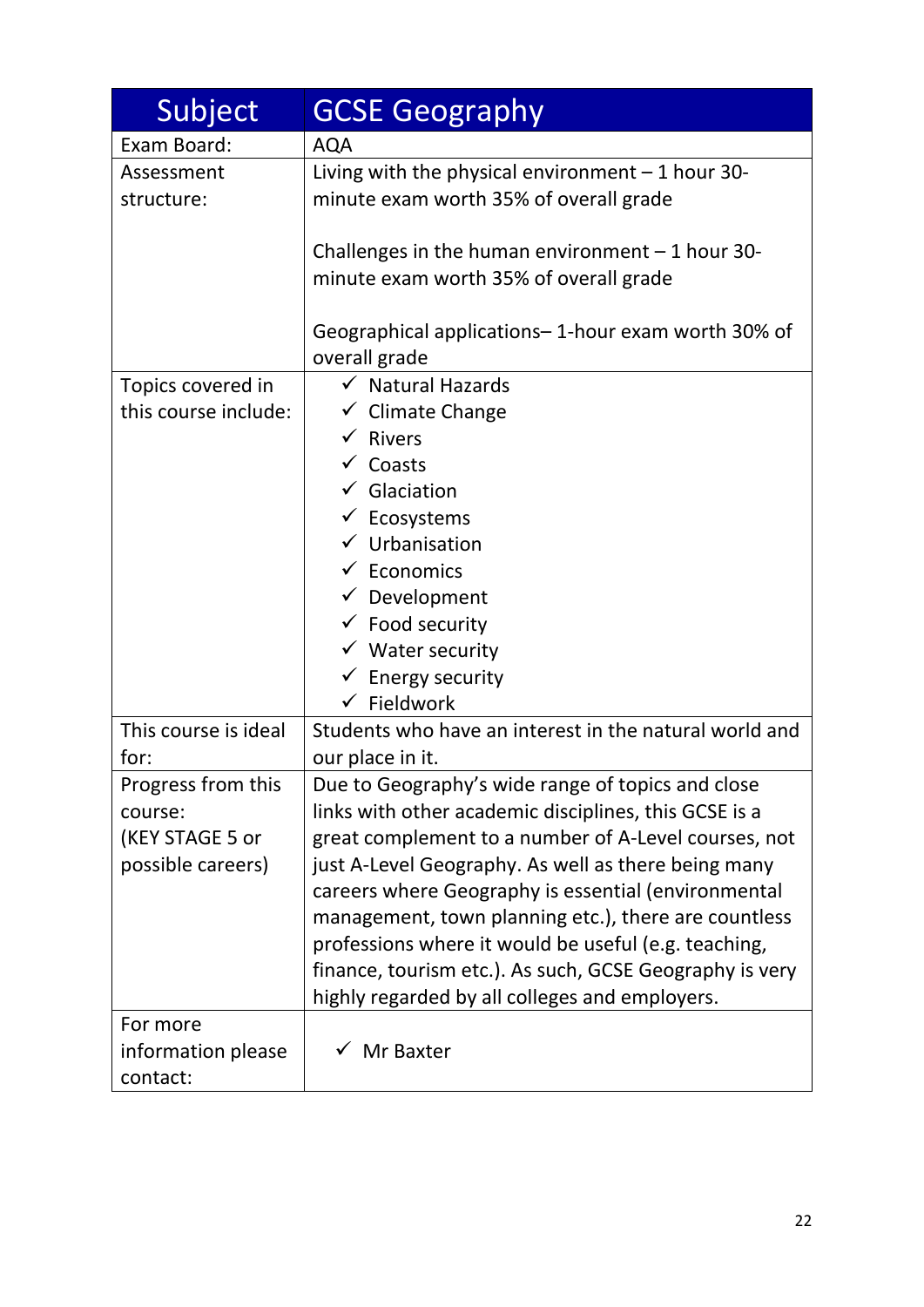| Subject | GCSE Geography |
|---|---|
| Exam Board: | AQA |
| Assessment structure: | Living with the physical environment – 1 hour 30-minute exam worth 35% of overall grade<br><br>Challenges in the human environment – 1 hour 30-minute exam worth 35% of overall grade<br><br>Geographical applications– 1-hour exam worth 30% of overall grade |
| Topics covered in this course include: | ✓ Natural Hazards<br>✓ Climate Change<br>✓ Rivers<br>✓ Coasts<br>✓ Glaciation<br>✓ Ecosystems<br>✓ Urbanisation<br>✓ Economics<br>✓ Development<br>✓ Food security<br>✓ Water security<br>✓ Energy security<br>✓ Fieldwork |
| This course is ideal for: | Students who have an interest in the natural world and our place in it. |
| Progress from this course:<br>(KEY STAGE 5 or possible careers) | Due to Geography's wide range of topics and close links with other academic disciplines, this GCSE is a great complement to a number of A-Level courses, not just A-Level Geography. As well as there being many careers where Geography is essential (environmental management, town planning etc.), there are countless professions where it would be useful (e.g. teaching, finance, tourism etc.). As such, GCSE Geography is very highly regarded by all colleges and employers. |
| For more information please contact: | ✓ Mr Baxter |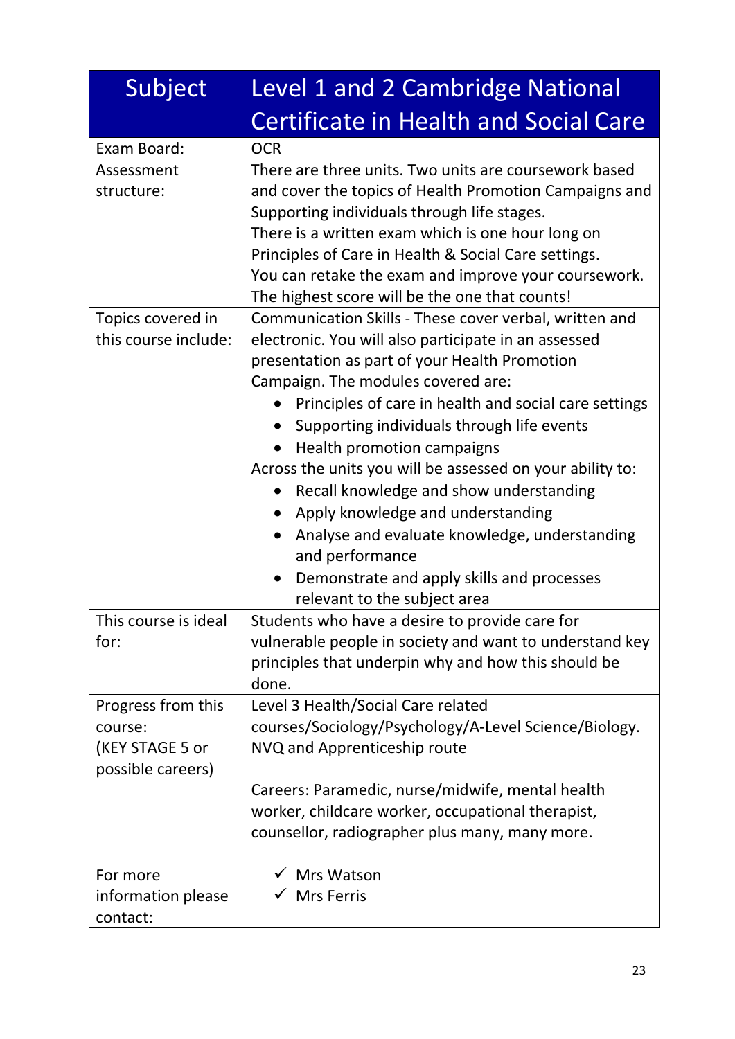| Subject | Level 1 and 2 Cambridge National Certificate in Health and Social Care |
|---|---|
| Exam Board: | OCR |
| Assessment structure: | There are three units. Two units are coursework based and cover the topics of Health Promotion Campaigns and Supporting individuals through life stages.<br>There is a written exam which is one hour long on Principles of Care in Health & Social Care settings.<br>You can retake the exam and improve your coursework. The highest score will be the one that counts! |
| Topics covered in this course include: | Communication Skills - These cover verbal, written and electronic. You will also participate in an assessed presentation as part of your Health Promotion Campaign. The modules covered are:<br>• Principles of care in health and social care settings<br>• Supporting individuals through life events<br>• Health promotion campaigns<br>Across the units you will be assessed on your ability to:<br>• Recall knowledge and show understanding<br>• Apply knowledge and understanding<br>• Analyse and evaluate knowledge, understanding and performance<br>• Demonstrate and apply skills and processes relevant to the subject area |
| This course is ideal for: | Students who have a desire to provide care for vulnerable people in society and want to understand key principles that underpin why and how this should be done. |
| Progress from this course:<br>(KEY STAGE 5 or possible careers) | Level 3 Health/Social Care related courses/Sociology/Psychology/A-Level Science/Biology. NVQ and Apprenticeship route<br><br>Careers: Paramedic, nurse/midwife, mental health worker, childcare worker, occupational therapist, counsellor, radiographer plus many, many more. |
| For more information please contact: | ✓ Mrs Watson<br>✓ Mrs Ferris |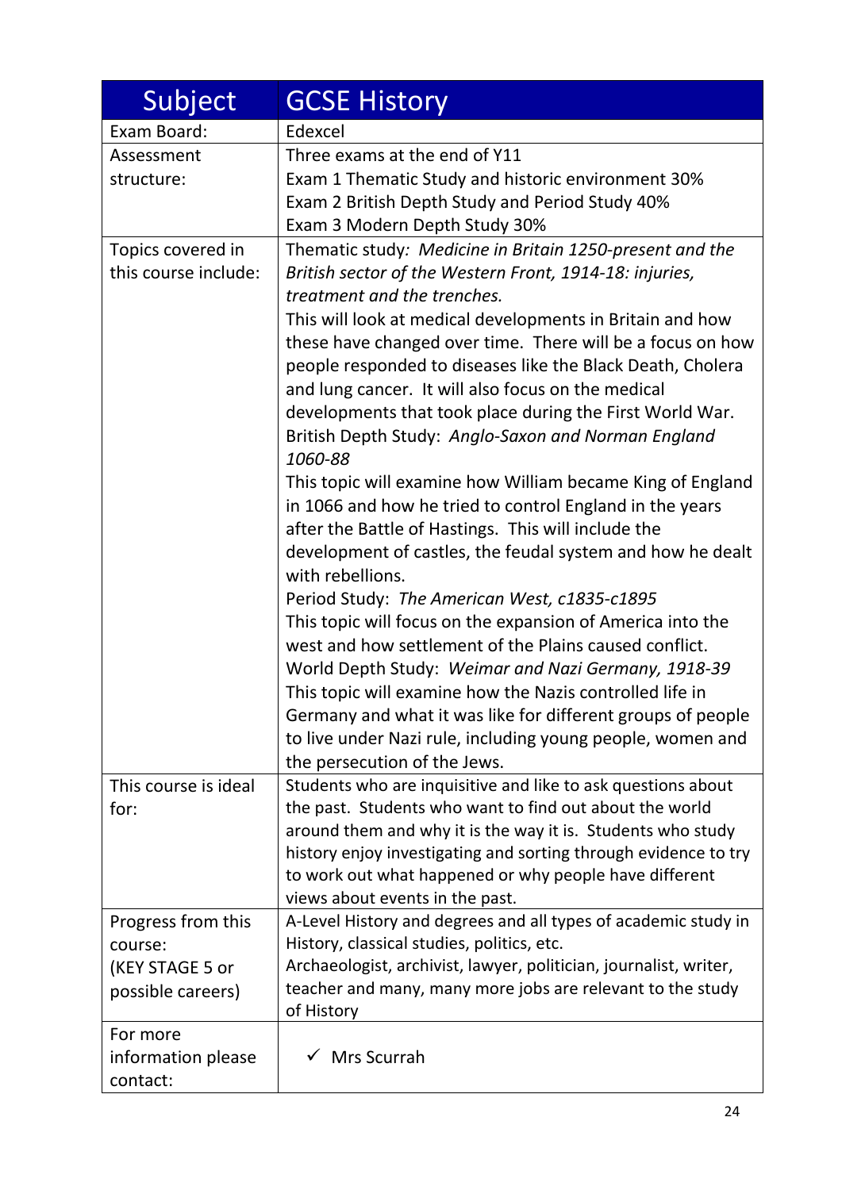| Subject | GCSE History |
|---|---|
| Exam Board: | Edexcel |
| Assessment structure: | Three exams at the end of Y11<br>Exam 1 Thematic Study and historic environment 30%<br>Exam 2 British Depth Study and Period Study 40%<br>Exam 3 Modern Depth Study 30% |
| Topics covered in this course include: | Thematic study*: Medicine in Britain 1250-present and the British sector of the Western Front, 1914-18: injuries, treatment and the trenches.*<br>This will look at medical developments in Britain and how these have changed over time. There will be a focus on how people responded to diseases like the Black Death, Cholera and lung cancer. It will also focus on the medical developments that took place during the First World War.<br>British Depth Study: *Anglo-Saxon and Norman England 1060-88*<br>This topic will examine how William became King of England in 1066 and how he tried to control England in the years after the Battle of Hastings. This will include the development of castles, the feudal system and how he dealt with rebellions.<br>Period Study: *The American West, c1835-c1895*<br>This topic will focus on the expansion of America into the west and how settlement of the Plains caused conflict.<br>World Depth Study: *Weimar and Nazi Germany, 1918-39*<br>This topic will examine how the Nazis controlled life in Germany and what it was like for different groups of people to live under Nazi rule, including young people, women and the persecution of the Jews. |
| This course is ideal for: | Students who are inquisitive and like to ask questions about the past. Students who want to find out about the world around them and why it is the way it is. Students who study history enjoy investigating and sorting through evidence to try to work out what happened or why people have different views about events in the past. |
| Progress from this course:<br>(KEY STAGE 5 or possible careers) | A-Level History and degrees and all types of academic study in History, classical studies, politics, etc.<br>Archaeologist, archivist, lawyer, politician, journalist, writer, teacher and many, many more jobs are relevant to the study of History |
| For more information please contact: | ✓ Mrs Scurrah |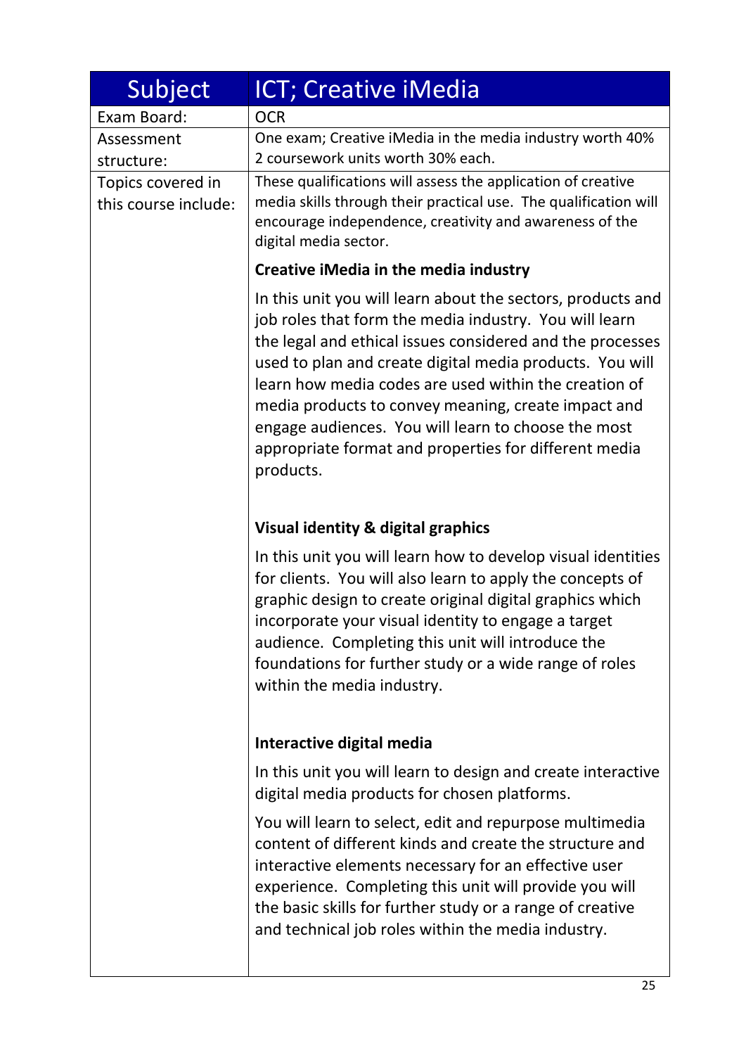| Subject | ICT; Creative iMedia |
|---|---|
| Exam Board: | OCR |
| Assessment structure: | One exam; Creative iMedia in the media industry worth 40%<br>2 coursework units worth 30% each. |
| Topics covered in this course include: | These qualifications will assess the application of creative media skills through their practical use. The qualification will encourage independence, creativity and awareness of the digital media sector.<br><br>**Creative iMedia in the media industry**<br><br>In this unit you will learn about the sectors, products and job roles that form the media industry. You will learn the legal and ethical issues considered and the processes used to plan and create digital media products. You will learn how media codes are used within the creation of media products to convey meaning, create impact and engage audiences. You will learn to choose the most appropriate format and properties for different media products.<br><br>**Visual identity & digital graphics**<br><br>In this unit you will learn how to develop visual identities for clients. You will also learn to apply the concepts of graphic design to create original digital graphics which incorporate your visual identity to engage a target audience. Completing this unit will introduce the foundations for further study or a wide range of roles within the media industry.<br><br>**Interactive digital media**<br><br>In this unit you will learn to design and create interactive digital media products for chosen platforms.<br><br>You will learn to select, edit and repurpose multimedia content of different kinds and create the structure and interactive elements necessary for an effective user experience. Completing this unit will provide you will the basic skills for further study or a range of creative and technical job roles within the media industry. |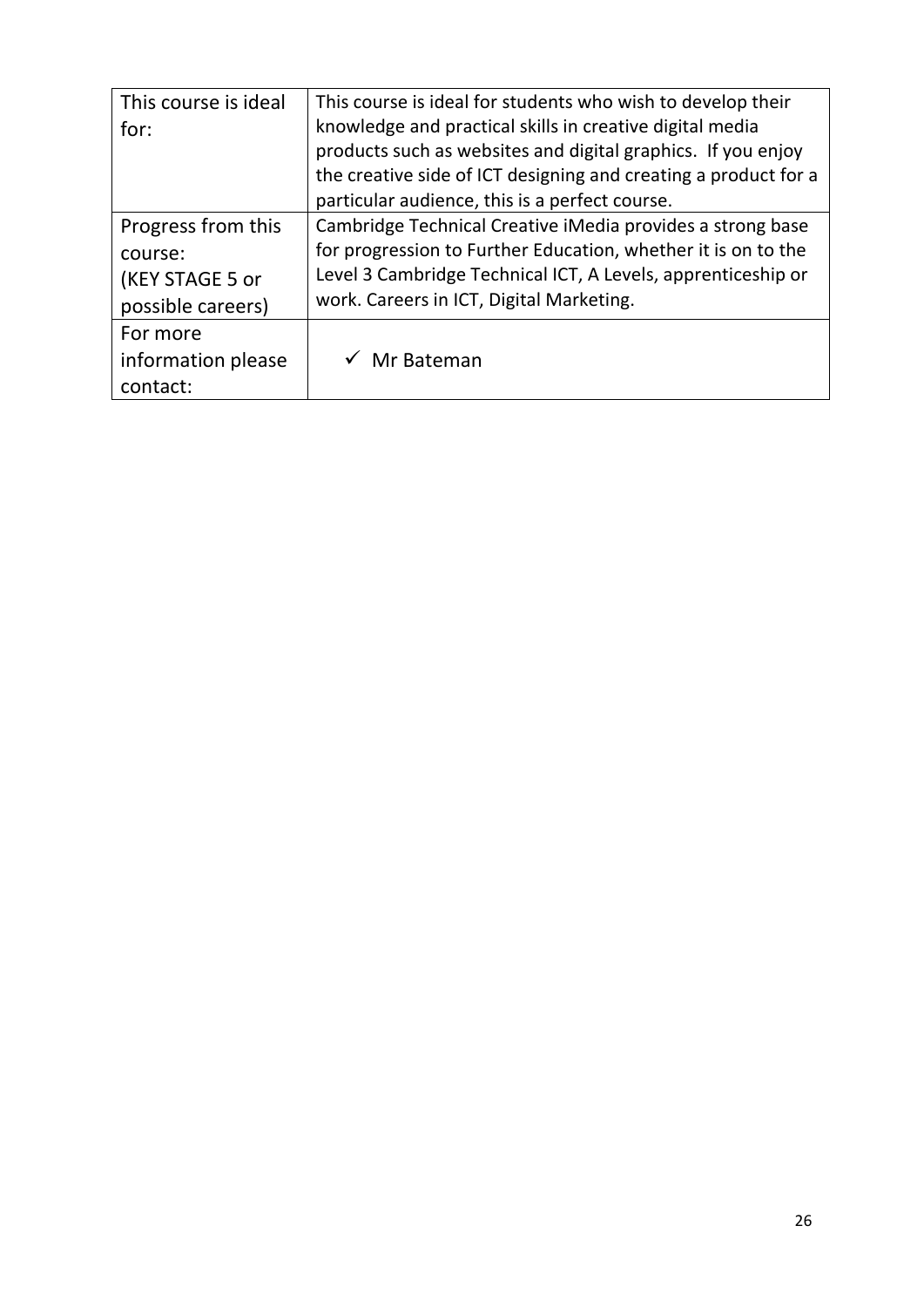| | |
|---|---|
| This course is ideal for: | This course is ideal for students who wish to develop their knowledge and practical skills in creative digital media products such as websites and digital graphics. If you enjoy the creative side of ICT designing and creating a product for a particular audience, this is a perfect course. |
| Progress from this course: (KEY STAGE 5 or possible careers) | Cambridge Technical Creative iMedia provides a strong base for progression to Further Education, whether it is on to the Level 3 Cambridge Technical ICT, A Levels, apprenticeship or work. Careers in ICT, Digital Marketing. |
| For more information please contact: | ✓ Mr Bateman |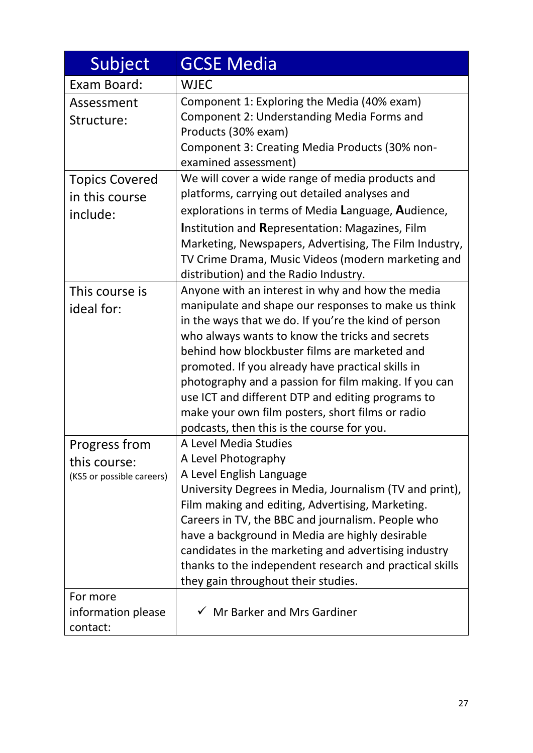| Subject | GCSE Media |
|---|---|
| Exam Board: | WJEC |
| Assessment Structure: | Component 1: Exploring the Media (40% exam)<br>Component 2: Understanding Media Forms and Products (30% exam)<br>Component 3: Creating Media Products (30% non-examined assessment) |
| Topics Covered in this course include: | We will cover a wide range of media products and platforms, carrying out detailed analyses and explorations in terms of Media **L**anguage, **A**udience, **I**nstitution and **R**epresentation: Magazines, Film Marketing, Newspapers, Advertising, The Film Industry, TV Crime Drama, Music Videos (modern marketing and distribution) and the Radio Industry. |
| This course is ideal for: | Anyone with an interest in why and how the media manipulate and shape our responses to make us think in the ways that we do. If you're the kind of person who always wants to know the tricks and secrets behind how blockbuster films are marketed and promoted. If you already have practical skills in photography and a passion for film making. If you can use ICT and different DTP and editing programs to make your own film posters, short films or radio podcasts, then this is the course for you. |
| Progress from this course: (KS5 or possible careers) | A Level Media Studies<br>A Level Photography<br>A Level English Language<br>University Degrees in Media, Journalism (TV and print), Film making and editing, Advertising, Marketing. Careers in TV, the BBC and journalism. People who have a background in Media are highly desirable candidates in the marketing and advertising industry thanks to the independent research and practical skills they gain throughout their studies. |
| For more information please contact: | ✓ Mr Barker and Mrs Gardiner |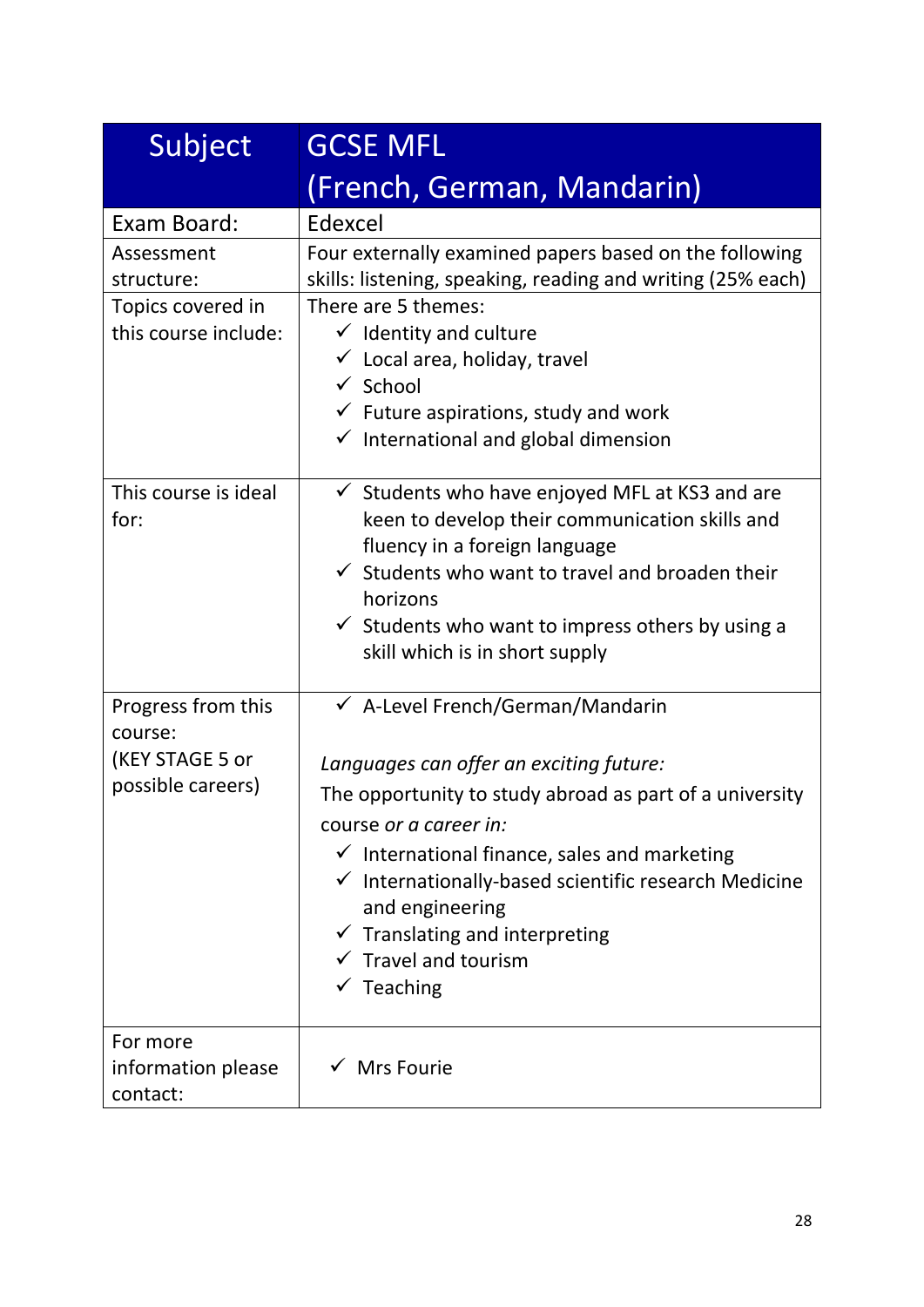| Subject | GCSE MFL (French, German, Mandarin) |
|---|---|
| Exam Board: | Edexcel |
| Assessment structure: | Four externally examined papers based on the following skills: listening, speaking, reading and writing (25% each) |
| Topics covered in this course include: | There are 5 themes:<br>✓ Identity and culture<br>✓ Local area, holiday, travel<br>✓ School<br>✓ Future aspirations, study and work<br>✓ International and global dimension |
| This course is ideal for: | ✓ Students who have enjoyed MFL at KS3 and are keen to develop their communication skills and fluency in a foreign language<br>✓ Students who want to travel and broaden their horizons<br>✓ Students who want to impress others by using a skill which is in short supply |
| Progress from this course: (KEY STAGE 5 or possible careers) | ✓ A-Level French/German/Mandarin<br><br>*Languages can offer an exciting future:*<br>The opportunity to study abroad as part of a university course *or a career in:*<br>✓ International finance, sales and marketing<br>✓ Internationally-based scientific research Medicine and engineering<br>✓ Translating and interpreting<br>✓ Travel and tourism<br>✓ Teaching |
| For more information please contact: | ✓ Mrs Fourie |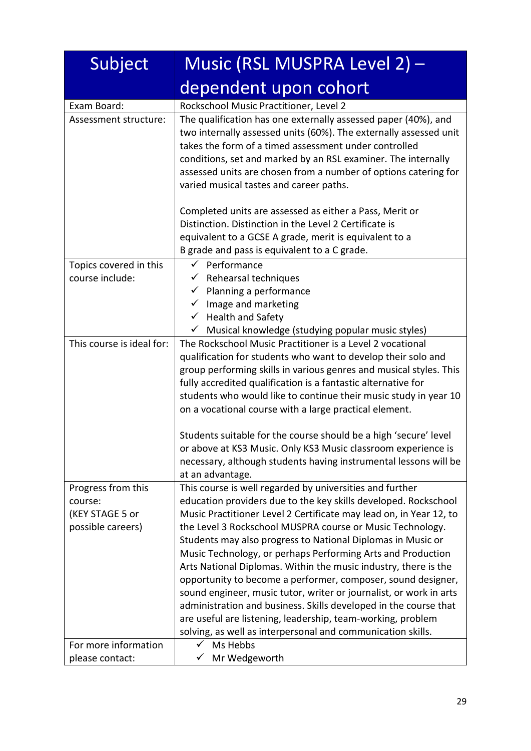| Subject | Music (RSL MUSPRA Level 2) – dependent upon cohort |
|---|---|
| Exam Board: | Rockschool Music Practitioner, Level 2 |
| Assessment structure: | The qualification has one externally assessed paper (40%), and two internally assessed units (60%). The externally assessed unit takes the form of a timed assessment under controlled conditions, set and marked by an RSL examiner. The internally assessed units are chosen from a number of options catering for varied musical tastes and career paths.<br><br>Completed units are assessed as either a Pass, Merit or Distinction. Distinction in the Level 2 Certificate is equivalent to a GCSE A grade, merit is equivalent to a B grade and pass is equivalent to a C grade. |
| Topics covered in this course include: | ✓ Performance<br>✓ Rehearsal techniques<br>✓ Planning a performance<br>✓ Image and marketing<br>✓ Health and Safety<br>✓ Musical knowledge (studying popular music styles) |
| This course is ideal for: | The Rockschool Music Practitioner is a Level 2 vocational qualification for students who want to develop their solo and group performing skills in various genres and musical styles. This fully accredited qualification is a fantastic alternative for students who would like to continue their music study in year 10 on a vocational course with a large practical element.<br><br>Students suitable for the course should be a high 'secure' level or above at KS3 Music. Only KS3 Music classroom experience is necessary, although students having instrumental lessons will be at an advantage. |
| Progress from this course: (KEY STAGE 5 or possible careers) | This course is well regarded by universities and further education providers due to the key skills developed. Rockschool Music Practitioner Level 2 Certificate may lead on, in Year 12, to the Level 3 Rockschool MUSPRA course or Music Technology. Students may also progress to National Diplomas in Music or Music Technology, or perhaps Performing Arts and Production Arts National Diplomas. Within the music industry, there is the opportunity to become a performer, composer, sound designer, sound engineer, music tutor, writer or journalist, or work in arts administration and business. Skills developed in the course that are useful are listening, leadership, team-working, problem solving, as well as interpersonal and communication skills. |
| For more information please contact: | ✓ Ms Hebbs<br>✓ Mr Wedgeworth |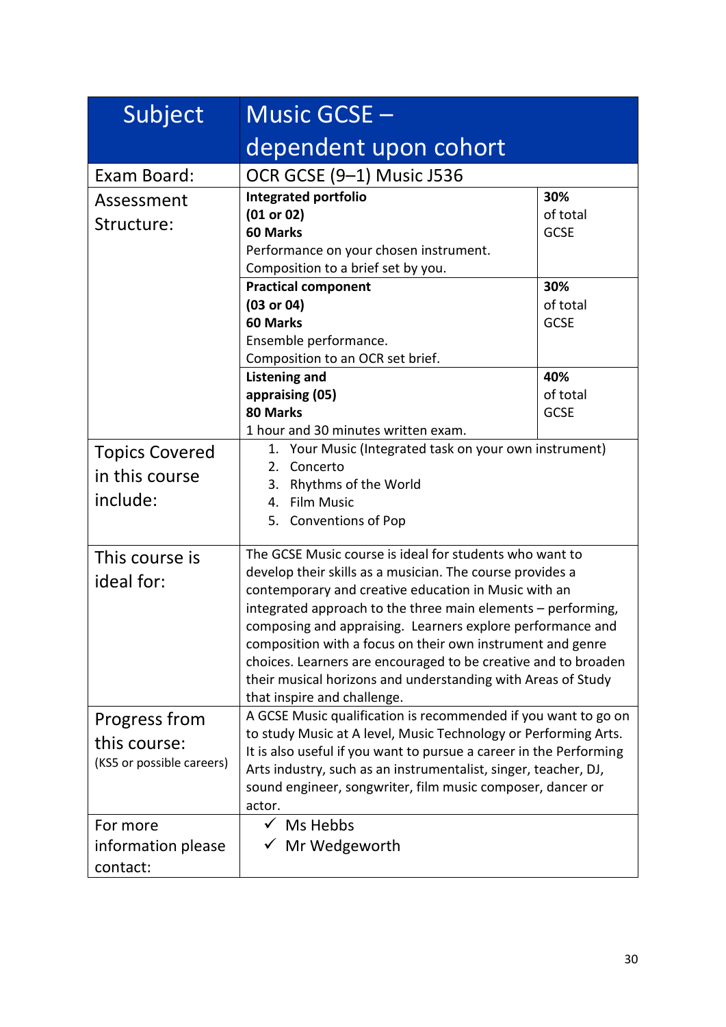| Subject | Music GCSE – dependent upon cohort | |
|---|---|---|
| Exam Board: | OCR GCSE (9–1) Music J536 | |
| Assessment Structure: | **Integrated portfolio (01 or 02) 60 Marks**<br>Performance on your chosen instrument.<br>Composition to a brief set by you. | **30%** of total GCSE |
| | **Practical component (03 or 04) 60 Marks**<br>Ensemble performance.<br>Composition to an OCR set brief. | **30%** of total GCSE |
| | **Listening and appraising (05) 80 Marks**<br>1 hour and 30 minutes written exam. | **40%** of total GCSE |
| Topics Covered in this course include: | 1. Your Music (Integrated task on your own instrument)<br>2. Concerto<br>3. Rhythms of the World<br>4. Film Music<br>5. Conventions of Pop | |
| This course is ideal for: | The GCSE Music course is ideal for students who want to develop their skills as a musician. The course provides a contemporary and creative education in Music with an integrated approach to the three main elements – performing, composing and appraising. Learners explore performance and composition with a focus on their own instrument and genre choices. Learners are encouraged to be creative and to broaden their musical horizons and understanding with Areas of Study that inspire and challenge. | |
| Progress from this course: (KS5 or possible careers) | A GCSE Music qualification is recommended if you want to go on to study Music at A level, Music Technology or Performing Arts. It is also useful if you want to pursue a career in the Performing Arts industry, such as an instrumentalist, singer, teacher, DJ, sound engineer, songwriter, film music composer, dancer or actor. | |
| For more information please contact: | ✓ Ms Hebbs<br>✓ Mr Wedgeworth | |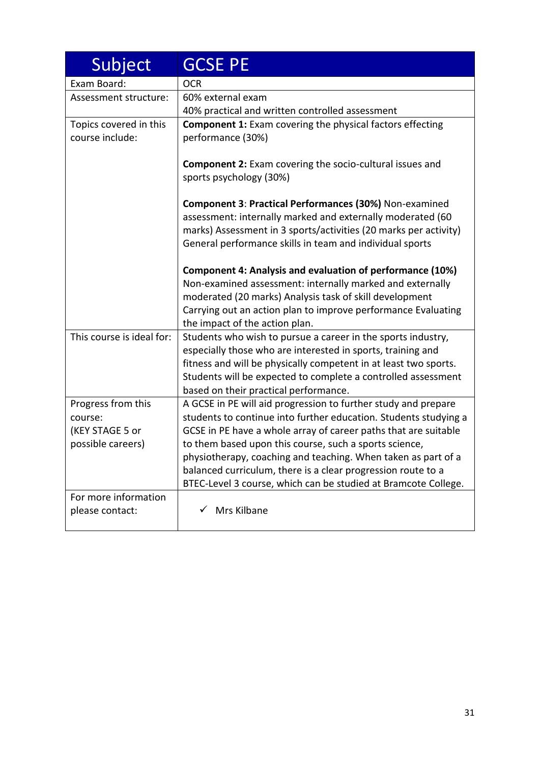| Subject | GCSE PE |
|---|---|
| Exam Board: | OCR |
| Assessment structure: | 60% external exam<br>40% practical and written controlled assessment |
| Topics covered in this course include: | **Component 1:** Exam covering the physical factors effecting performance (30%)<br><br>**Component 2:** Exam covering the socio-cultural issues and sports psychology (30%)<br><br>**Component 3**: **Practical Performances (30%)** Non-examined assessment: internally marked and externally moderated (60 marks) Assessment in 3 sports/activities (20 marks per activity) General performance skills in team and individual sports<br><br>**Component 4: Analysis and evaluation of performance (10%)** Non-examined assessment: internally marked and externally moderated (20 marks) Analysis task of skill development Carrying out an action plan to improve performance Evaluating the impact of the action plan. |
| This course is ideal for: | Students who wish to pursue a career in the sports industry, especially those who are interested in sports, training and fitness and will be physically competent in at least two sports. Students will be expected to complete a controlled assessment based on their practical performance. |
| Progress from this course:<br>(KEY STAGE 5 or possible careers) | A GCSE in PE will aid progression to further study and prepare students to continue into further education. Students studying a GCSE in PE have a whole array of career paths that are suitable to them based upon this course, such a sports science, physiotherapy, coaching and teaching. When taken as part of a balanced curriculum, there is a clear progression route to a BTEC-Level 3 course, which can be studied at Bramcote College. |
| For more information please contact: | ✓ Mrs Kilbane |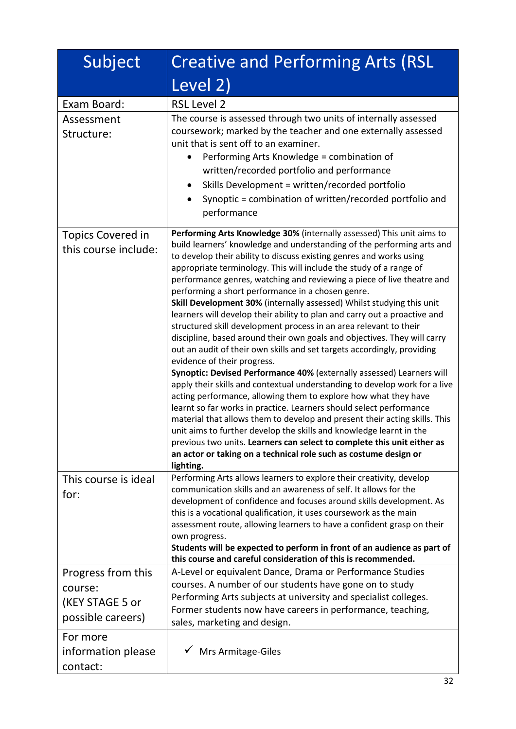| Subject | Creative and Performing Arts (RSL Level 2) |
|---|---|
| Exam Board: | RSL Level 2 |
| Assessment Structure: | The course is assessed through two units of internally assessed coursework; marked by the teacher and one externally assessed unit that is sent off to an examiner.<br>• Performing Arts Knowledge = combination of written/recorded portfolio and performance<br>• Skills Development = written/recorded portfolio<br>• Synoptic = combination of written/recorded portfolio and performance |
| Topics Covered in this course include: | **Performing Arts Knowledge 30%** (internally assessed) This unit aims to build learners' knowledge and understanding of the performing arts and to develop their ability to discuss existing genres and works using appropriate terminology. This will include the study of a range of performance genres, watching and reviewing a piece of live theatre and performing a short performance in a chosen genre.<br>**Skill Development 30%** (internally assessed) Whilst studying this unit learners will develop their ability to plan and carry out a proactive and structured skill development process in an area relevant to their discipline, based around their own goals and objectives. They will carry out an audit of their own skills and set targets accordingly, providing evidence of their progress.<br>**Synoptic: Devised Performance 40%** (externally assessed) Learners will apply their skills and contextual understanding to develop work for a live acting performance, allowing them to explore how what they have learnt so far works in practice. Learners should select performance material that allows them to develop and present their acting skills. This unit aims to further develop the skills and knowledge learnt in the previous two units. **Learners can select to complete this unit either as an actor or taking on a technical role such as costume design or lighting.** |
| This course is ideal for: | Performing Arts allows learners to explore their creativity, develop communication skills and an awareness of self. It allows for the development of confidence and focuses around skills development. As this is a vocational qualification, it uses coursework as the main assessment route, allowing learners to have a confident grasp on their own progress.<br>**Students will be expected to perform in front of an audience as part of this course and careful consideration of this is recommended.** |
| Progress from this course: (KEY STAGE 5 or possible careers) | A-Level or equivalent Dance, Drama or Performance Studies courses. A number of our students have gone on to study Performing Arts subjects at university and specialist colleges. Former students now have careers in performance, teaching, sales, marketing and design. |
| For more information please contact: | ✓ Mrs Armitage-Giles |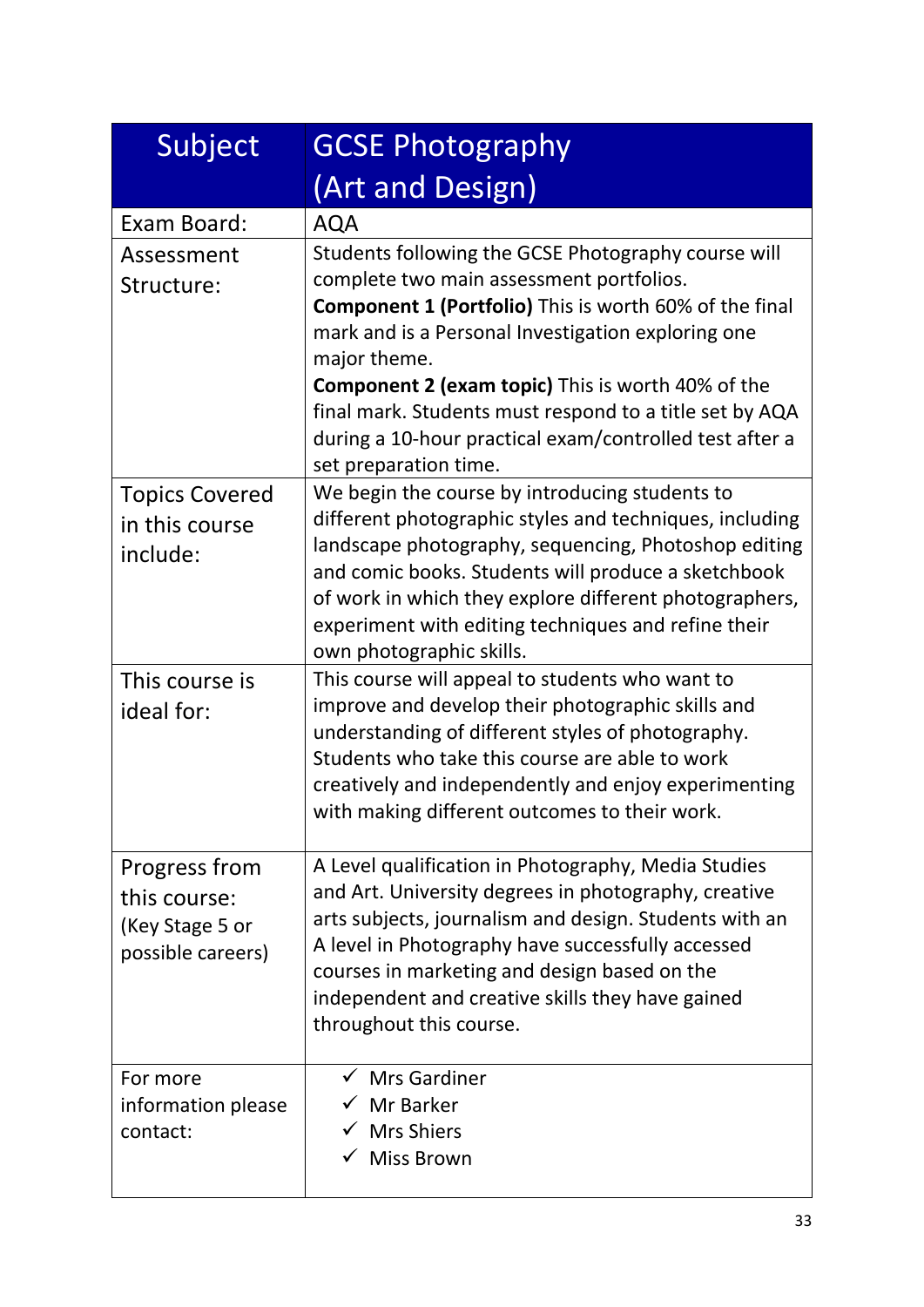| Subject | GCSE Photography (Art and Design) |
|---|---|
| Exam Board: | AQA |
| Assessment Structure: | Students following the GCSE Photography course will complete two main assessment portfolios. **Component 1 (Portfolio)** This is worth 60% of the final mark and is a Personal Investigation exploring one major theme. **Component 2 (exam topic)** This is worth 40% of the final mark. Students must respond to a title set by AQA during a 10-hour practical exam/controlled test after a set preparation time. |
| Topics Covered in this course include: | We begin the course by introducing students to different photographic styles and techniques, including landscape photography, sequencing, Photoshop editing and comic books. Students will produce a sketchbook of work in which they explore different photographers, experiment with editing techniques and refine their own photographic skills. |
| This course is ideal for: | This course will appeal to students who want to improve and develop their photographic skills and understanding of different styles of photography. Students who take this course are able to work creatively and independently and enjoy experimenting with making different outcomes to their work. |
| Progress from this course: (Key Stage 5 or possible careers) | A Level qualification in Photography, Media Studies and Art. University degrees in photography, creative arts subjects, journalism and design. Students with an A level in Photography have successfully accessed courses in marketing and design based on the independent and creative skills they have gained throughout this course. |
| For more information please contact: | ✓ Mrs Gardiner<br>✓ Mr Barker<br>✓ Mrs Shiers<br>✓ Miss Brown |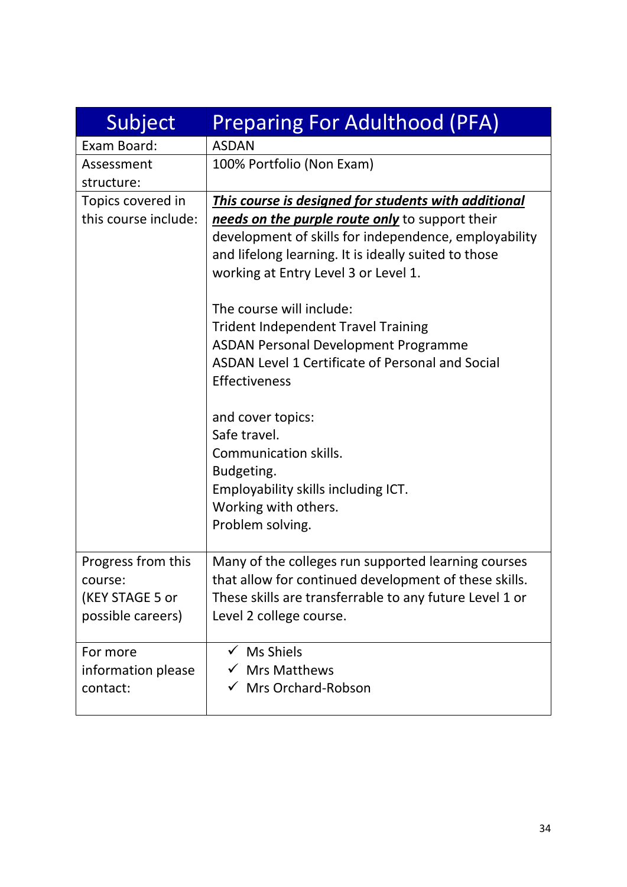| Subject | Preparing For Adulthood (PFA) |
|---|---|
| Exam Board: | ASDAN |
| Assessment structure: | 100% Portfolio (Non Exam) |
| Topics covered in this course include: | ***<u>This course is designed for students with additional needs on the purple route only</u>*** to support their development of skills for independence, employability and lifelong learning. It is ideally suited to those working at Entry Level 3 or Level 1.<br><br>The course will include:<br>Trident Independent Travel Training<br>ASDAN Personal Development Programme<br>ASDAN Level 1 Certificate of Personal and Social Effectiveness<br><br>and cover topics:<br>Safe travel.<br>Communication skills.<br>Budgeting.<br>Employability skills including ICT.<br>Working with others.<br>Problem solving. |
| Progress from this course: (KEY STAGE 5 or possible careers) | Many of the colleges run supported learning courses that allow for continued development of these skills. These skills are transferrable to any future Level 1 or Level 2 college course. |
| For more information please contact: | ✓ Ms Shiels<br>✓ Mrs Matthews<br>✓ Mrs Orchard-Robson |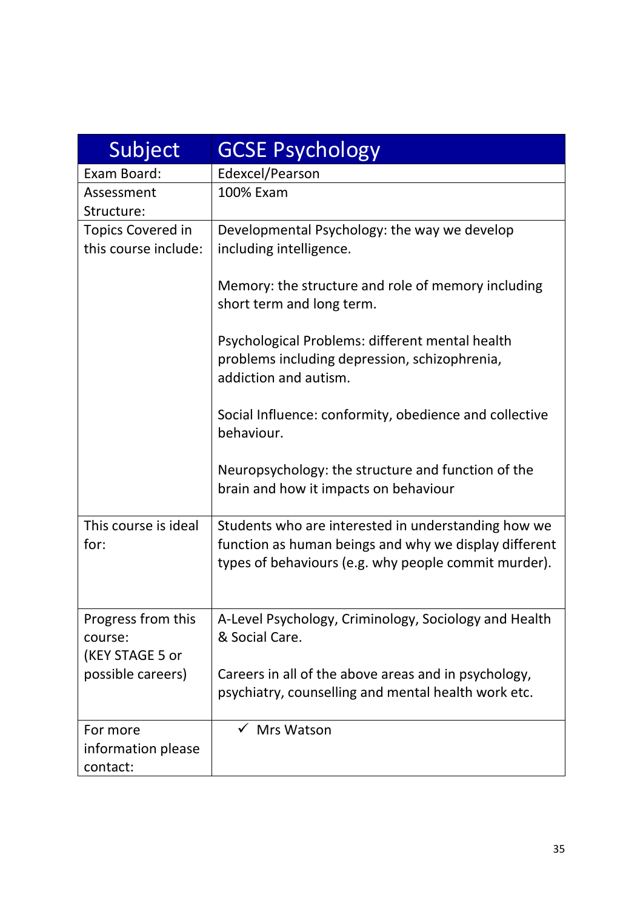| Subject | GCSE Psychology |
|---|---|
| Exam Board: | Edexcel/Pearson |
| Assessment Structure: | 100% Exam |
| Topics Covered in this course include: | Developmental Psychology: the way we develop including intelligence.<br><br>Memory: the structure and role of memory including short term and long term.<br><br>Psychological Problems: different mental health problems including depression, schizophrenia, addiction and autism.<br><br>Social Influence: conformity, obedience and collective behaviour.<br><br>Neuropsychology: the structure and function of the brain and how it impacts on behaviour |
| This course is ideal for: | Students who are interested in understanding how we function as human beings and why we display different types of behaviours (e.g. why people commit murder). |
| Progress from this course: (KEY STAGE 5 or possible careers) | A-Level Psychology, Criminology, Sociology and Health & Social Care.<br><br>Careers in all of the above areas and in psychology, psychiatry, counselling and mental health work etc. |
| For more information please contact: | ✓ Mrs Watson |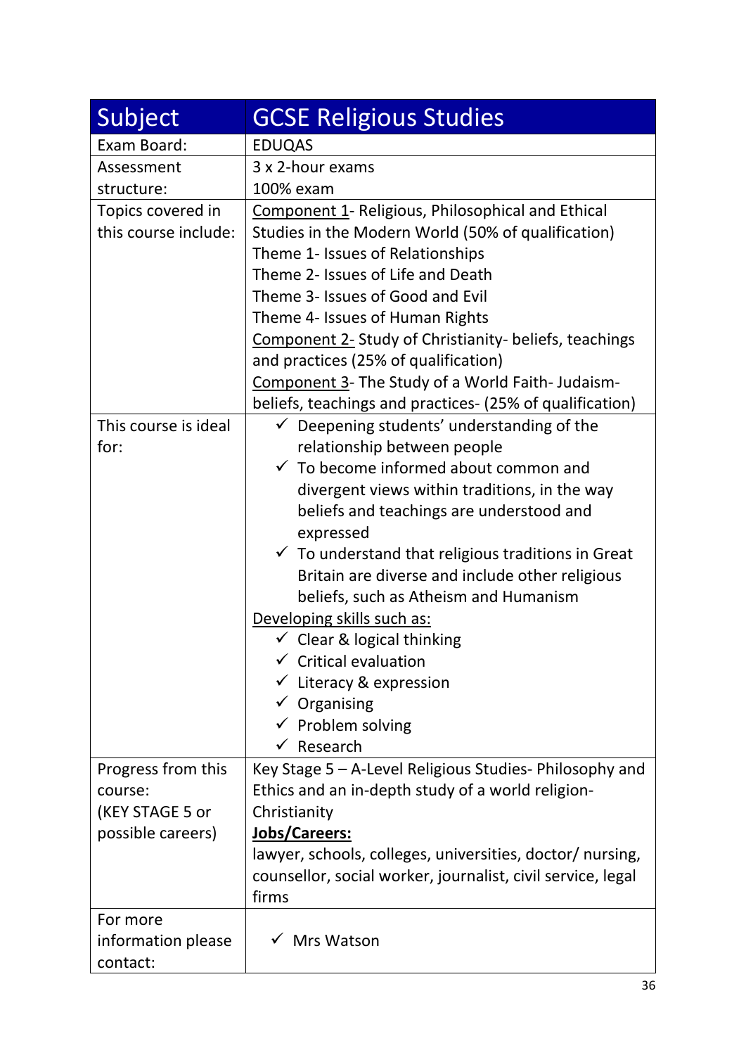| Subject | GCSE Religious Studies |
| --- | --- |
| Exam Board: | EDUQAS |
| Assessment structure: | 3 x 2-hour exams<br>100% exam |
| Topics covered in this course include: | <u>Component 1</u>- Religious, Philosophical and Ethical Studies in the Modern World (50% of qualification)<br>Theme 1- Issues of Relationships<br>Theme 2- Issues of Life and Death<br>Theme 3- Issues of Good and Evil<br>Theme 4- Issues of Human Rights<br><u>Component 2</u>- Study of Christianity- beliefs, teachings and practices (25% of qualification)<br><u>Component 3</u>- The Study of a World Faith- Judaism- beliefs, teachings and practices- (25% of qualification) |
| This course is ideal for: | ✓ Deepening students' understanding of the relationship between people<br>✓ To become informed about common and divergent views within traditions, in the way beliefs and teachings are understood and expressed<br>✓ To understand that religious traditions in Great Britain are diverse and include other religious beliefs, such as Atheism and Humanism<br><u>Developing skills such as:</u><br>✓ Clear & logical thinking<br>✓ Critical evaluation<br>✓ Literacy & expression<br>✓ Organising<br>✓ Problem solving<br>✓ Research |
| Progress from this course: (KEY STAGE 5 or possible careers) | Key Stage 5 – A-Level Religious Studies- Philosophy and Ethics and an in-depth study of a world religion- Christianity<br>**<u>Jobs/Careers:</u>**<br>lawyer, schools, colleges, universities, doctor/ nursing, counsellor, social worker, journalist, civil service, legal firms |
| For more information please contact: | ✓ Mrs Watson |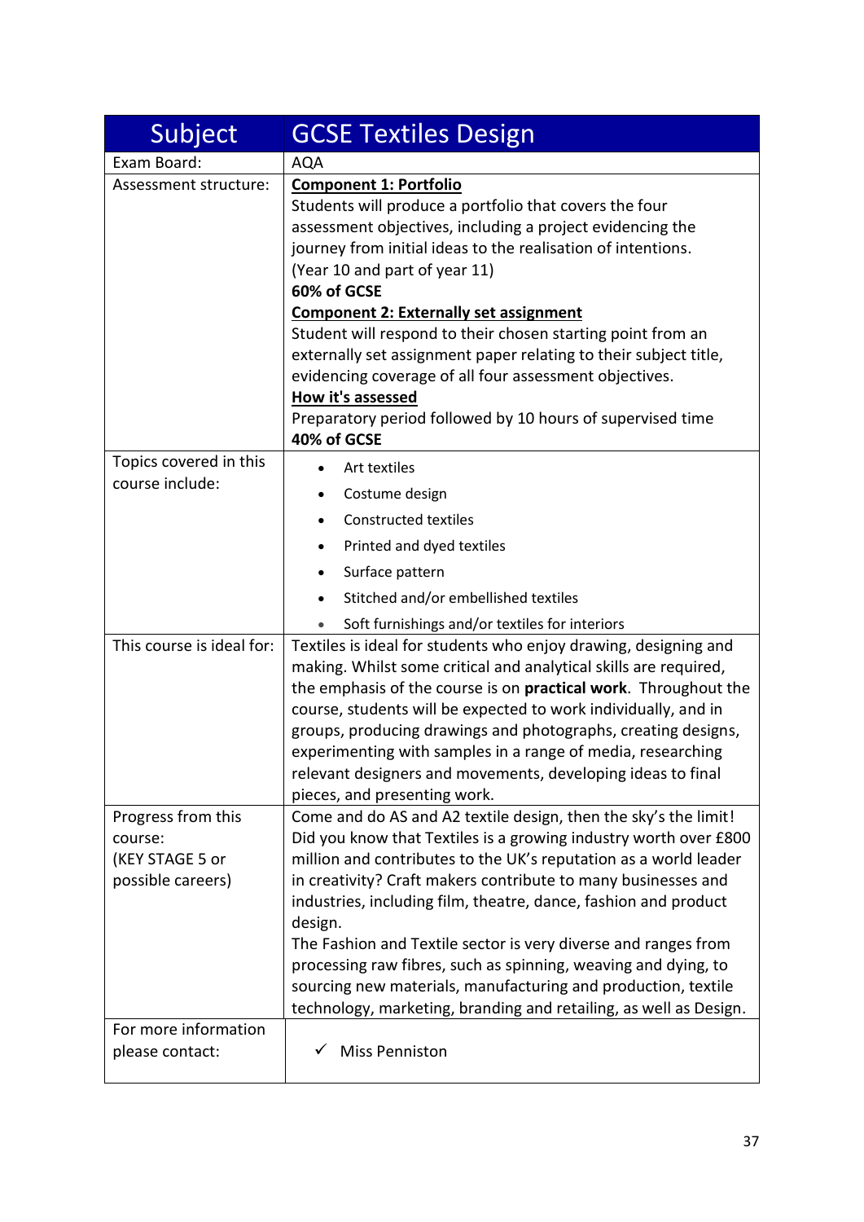| Subject | GCSE Textiles Design |
|---|---|
| Exam Board: | AQA |
| Assessment structure: | **Component 1: Portfolio**<br>Students will produce a portfolio that covers the four assessment objectives, including a project evidencing the journey from initial ideas to the realisation of intentions.<br>(Year 10 and part of year 11)<br>**60% of GCSE**<br>**Component 2: Externally set assignment**<br>Student will respond to their chosen starting point from an externally set assignment paper relating to their subject title, evidencing coverage of all four assessment objectives.<br>**How it's assessed**<br>Preparatory period followed by 10 hours of supervised time<br>**40% of GCSE** |
| Topics covered in this course include: | • Art textiles<br>• Costume design<br>• Constructed textiles<br>• Printed and dyed textiles<br>• Surface pattern<br>• Stitched and/or embellished textiles<br>• Soft furnishings and/or textiles for interiors |
| This course is ideal for: | Textiles is ideal for students who enjoy drawing, designing and making. Whilst some critical and analytical skills are required, the emphasis of the course is on **practical work**. Throughout the course, students will be expected to work individually, and in groups, producing drawings and photographs, creating designs, experimenting with samples in a range of media, researching relevant designers and movements, developing ideas to final pieces, and presenting work. |
| Progress from this course:<br>(KEY STAGE 5 or possible careers) | Come and do AS and A2 textile design, then the sky's the limit! Did you know that Textiles is a growing industry worth over £800 million and contributes to the UK's reputation as a world leader in creativity? Craft makers contribute to many businesses and industries, including film, theatre, dance, fashion and product design.<br>The Fashion and Textile sector is very diverse and ranges from processing raw fibres, such as spinning, weaving and dying, to sourcing new materials, manufacturing and production, textile technology, marketing, branding and retailing, as well as Design. |
| For more information please contact: | ✓ Miss Penniston |